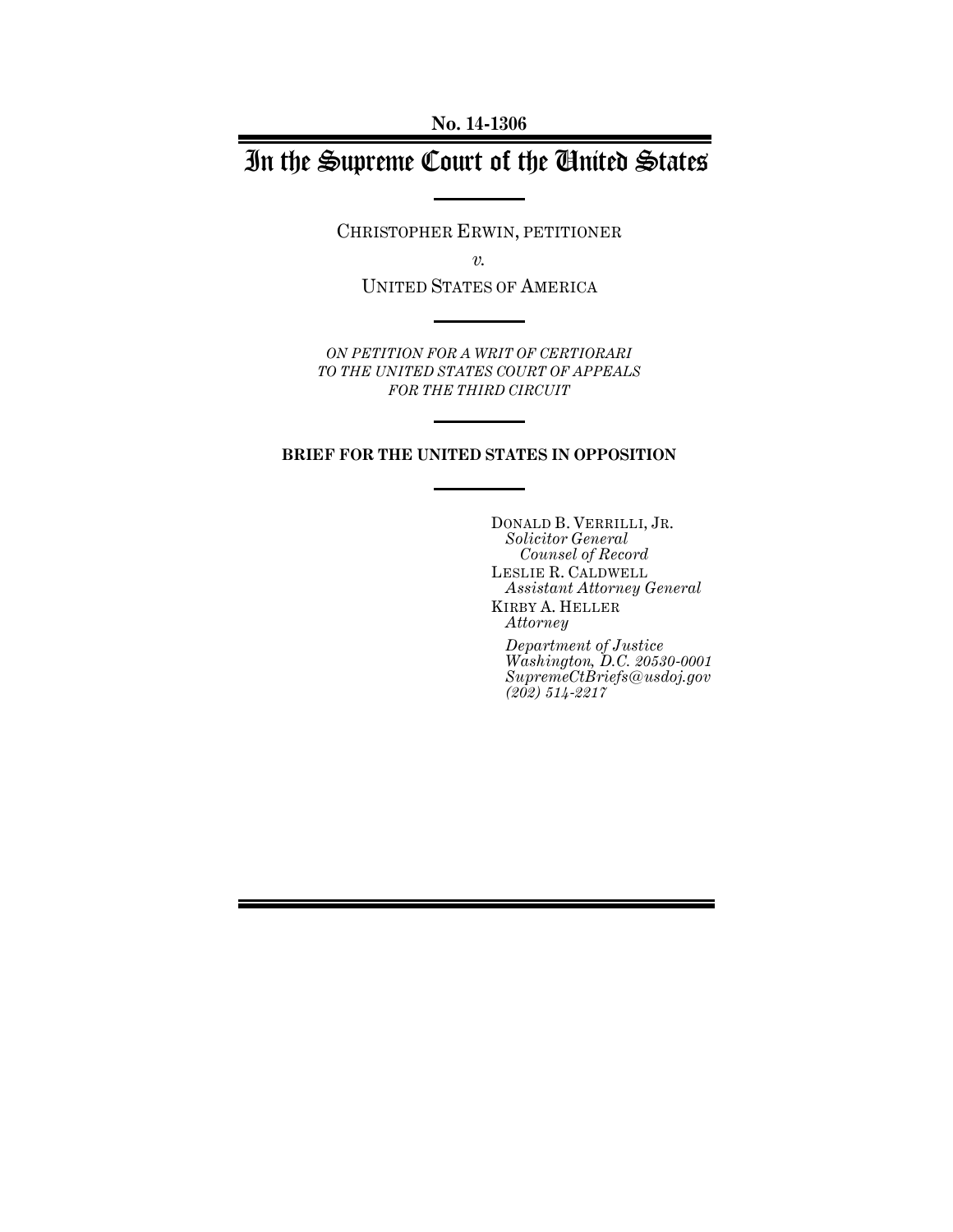**No. 14-1306**

# In the Supreme Court of the United States

CHRISTOPHER ERWIN, PETITIONER

*v.*

UNITED STATES OF AMERICA

*ON PETITION FOR A WRIT OF CERTIORARI TO THE UNITED STATES COURT OF APPEALS FOR THE THIRD CIRCUIT*

**BRIEF FOR THE UNITED STATES IN OPPOSITION**

DONALD B. VERRILLI, JR.
*Solicitor General*
*Counsel of Record*
LESLIE R. CALDWELL
*Assistant Attorney General*
KIRBY A. HELLER
*Attorney*

*Department of Justice*
*Washington, D.C. 20530-0001*
*SupremeCtBriefs@usdoj.gov*
*(202) 514-2217*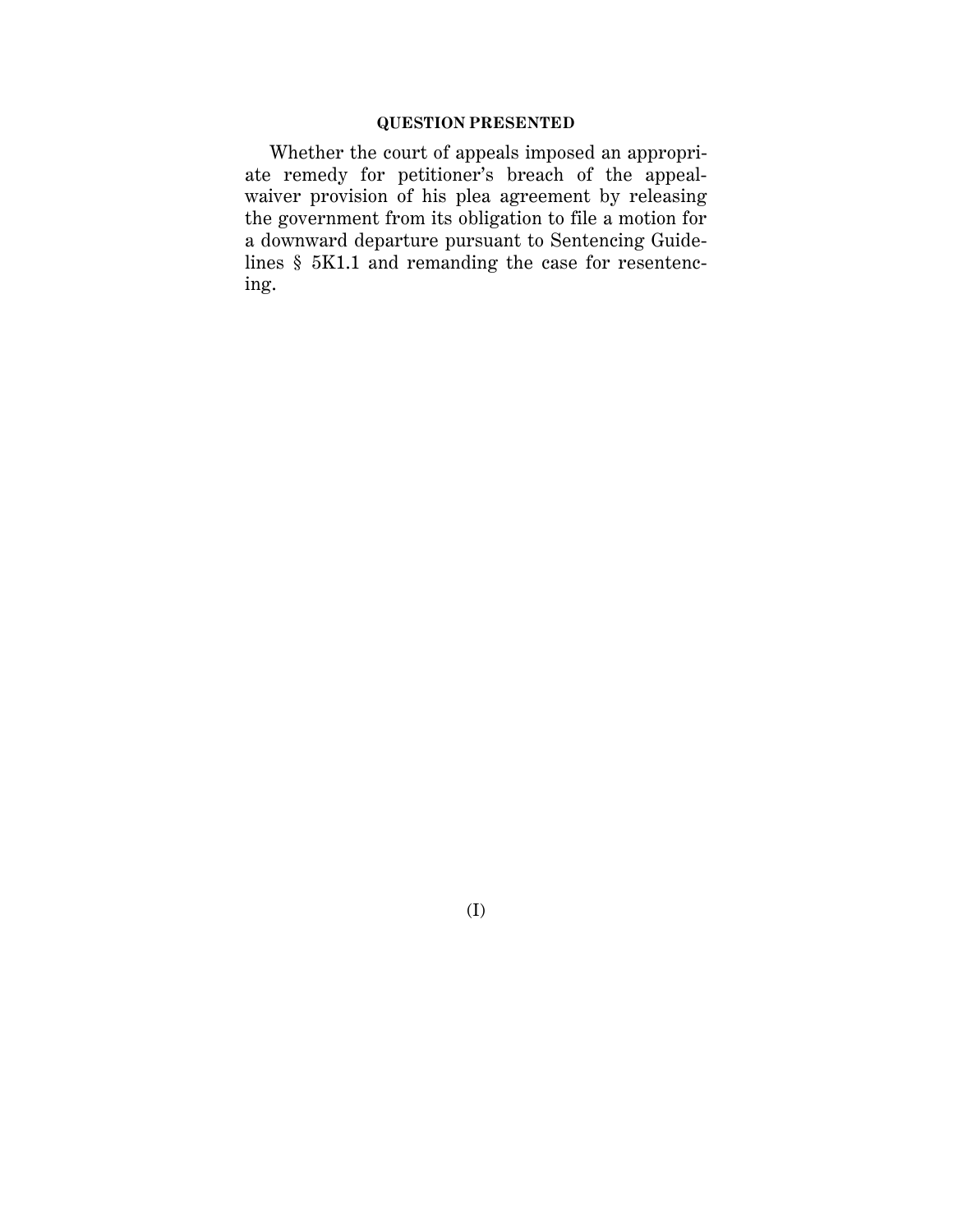## QUESTION PRESENTED

Whether the court of appeals imposed an appropriate remedy for petitioner's breach of the appeal-waiver provision of his plea agreement by releasing the government from its obligation to file a motion for a downward departure pursuant to Sentencing Guidelines § 5K1.1 and remanding the case for resentencing.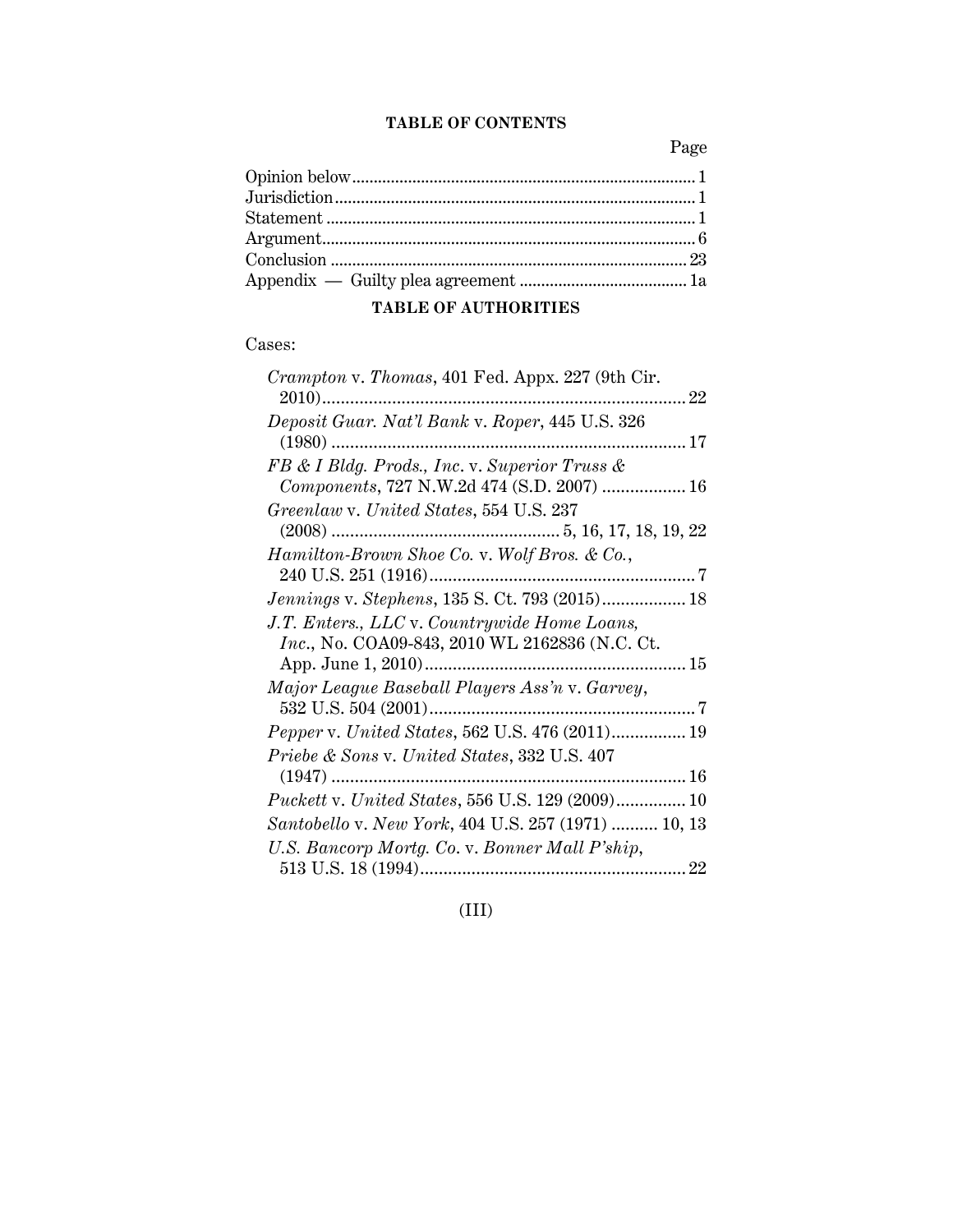## TABLE OF CONTENTS

| | Page |
|---|---|
| Opinion below | 1 |
| Jurisdiction | 1 |
| Statement | 1 |
| Argument | 6 |
| Conclusion | 23 |
| Appendix — Guilty plea agreement | 1a |

## TABLE OF AUTHORITIES

Cases:

*Crampton* v. *Thomas*, 401 Fed. Appx. 227 (9th Cir. 2010) ... 22

*Deposit Guar. Nat'l Bank* v. *Roper*, 445 U.S. 326 (1980) ... 17

*FB & I Bldg. Prods., Inc.* v. *Superior Truss & Components*, 727 N.W.2d 474 (S.D. 2007) ... 16

*Greenlaw* v. *United States*, 554 U.S. 237 (2008) ... 5, 16, 17, 18, 19, 22

*Hamilton-Brown Shoe Co.* v. *Wolf Bros. & Co.*, 240 U.S. 251 (1916) ... 7

*Jennings* v. *Stephens*, 135 S. Ct. 793 (2015) ... 18

*J.T. Enters., LLC* v. *Countrywide Home Loans, Inc.*, No. COA09-843, 2010 WL 2162836 (N.C. Ct. App. June 1, 2010) ... 15

*Major League Baseball Players Ass'n* v. *Garvey*, 532 U.S. 504 (2001) ... 7

*Pepper* v. *United States*, 562 U.S. 476 (2011) ... 19

*Priebe & Sons* v. *United States*, 332 U.S. 407 (1947) ... 16

*Puckett* v. *United States*, 556 U.S. 129 (2009) ... 10

*Santobello* v. *New York*, 404 U.S. 257 (1971) ... 10, 13

*U.S. Bancorp Mortg. Co.* v. *Bonner Mall P'ship*, 513 U.S. 18 (1994) ... 22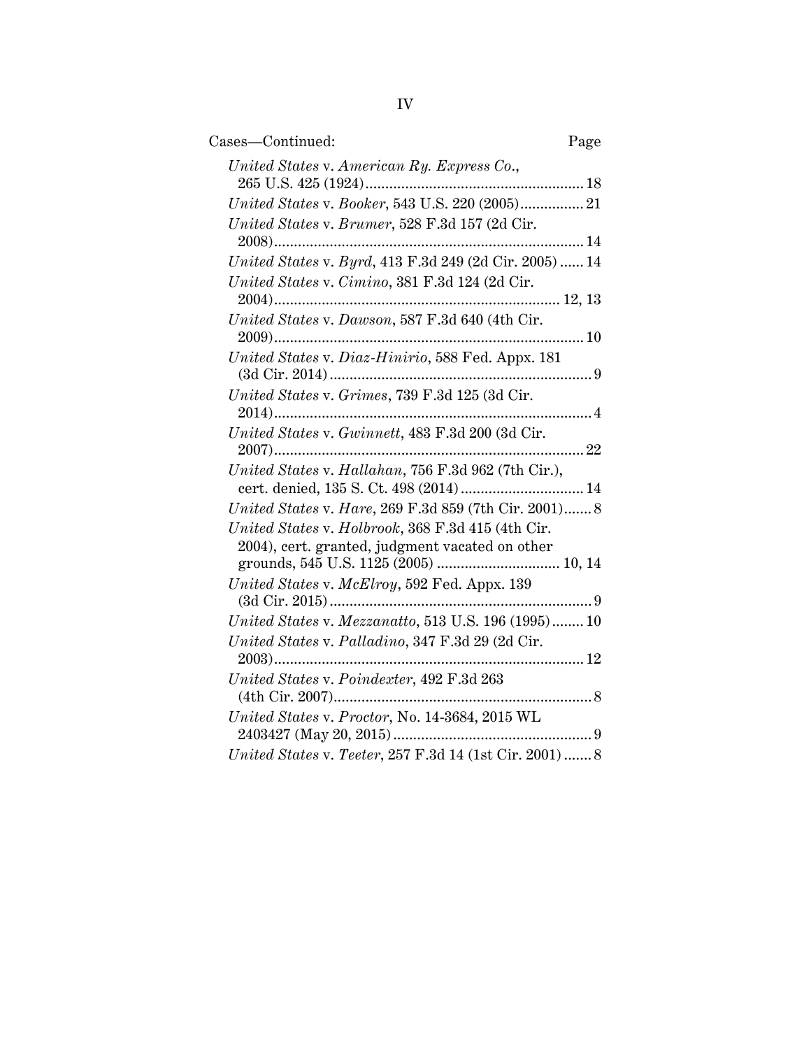Cases—Continued: Page

*United States* v. *American Ry. Express Co.*, 265 U.S. 425 (1924) ........ 18

*United States* v. *Booker*, 543 U.S. 220 (2005) ........ 21

*United States* v. *Brumer*, 528 F.3d 157 (2d Cir. 2008) ........ 14

*United States* v. *Byrd*, 413 F.3d 249 (2d Cir. 2005) ........ 14

*United States* v. *Cimino*, 381 F.3d 124 (2d Cir. 2004) ........ 12, 13

*United States* v. *Dawson*, 587 F.3d 640 (4th Cir. 2009) ........ 10

*United States* v. *Diaz-Hinirio*, 588 Fed. Appx. 181 (3d Cir. 2014) ........ 9

*United States* v. *Grimes*, 739 F.3d 125 (3d Cir. 2014) ........ 4

*United States* v. *Gwinnett*, 483 F.3d 200 (3d Cir. 2007) ........ 22

*United States* v. *Hallahan*, 756 F.3d 962 (7th Cir.), cert. denied, 135 S. Ct. 498 (2014) ........ 14

*United States* v. *Hare*, 269 F.3d 859 (7th Cir. 2001) ........ 8

*United States* v. *Holbrook*, 368 F.3d 415 (4th Cir. 2004), cert. granted, judgment vacated on other grounds, 545 U.S. 1125 (2005) ........ 10, 14

*United States* v. *McElroy*, 592 Fed. Appx. 139 (3d Cir. 2015) ........ 9

*United States* v. *Mezzanatto*, 513 U.S. 196 (1995) ........ 10

*United States* v. *Palladino*, 347 F.3d 29 (2d Cir. 2003) ........ 12

*United States* v. *Poindexter*, 492 F.3d 263 (4th Cir. 2007) ........ 8

*United States* v. *Proctor*, No. 14-3684, 2015 WL 2403427 (May 20, 2015) ........ 9

*United States* v. *Teeter*, 257 F.3d 14 (1st Cir. 2001) ........ 8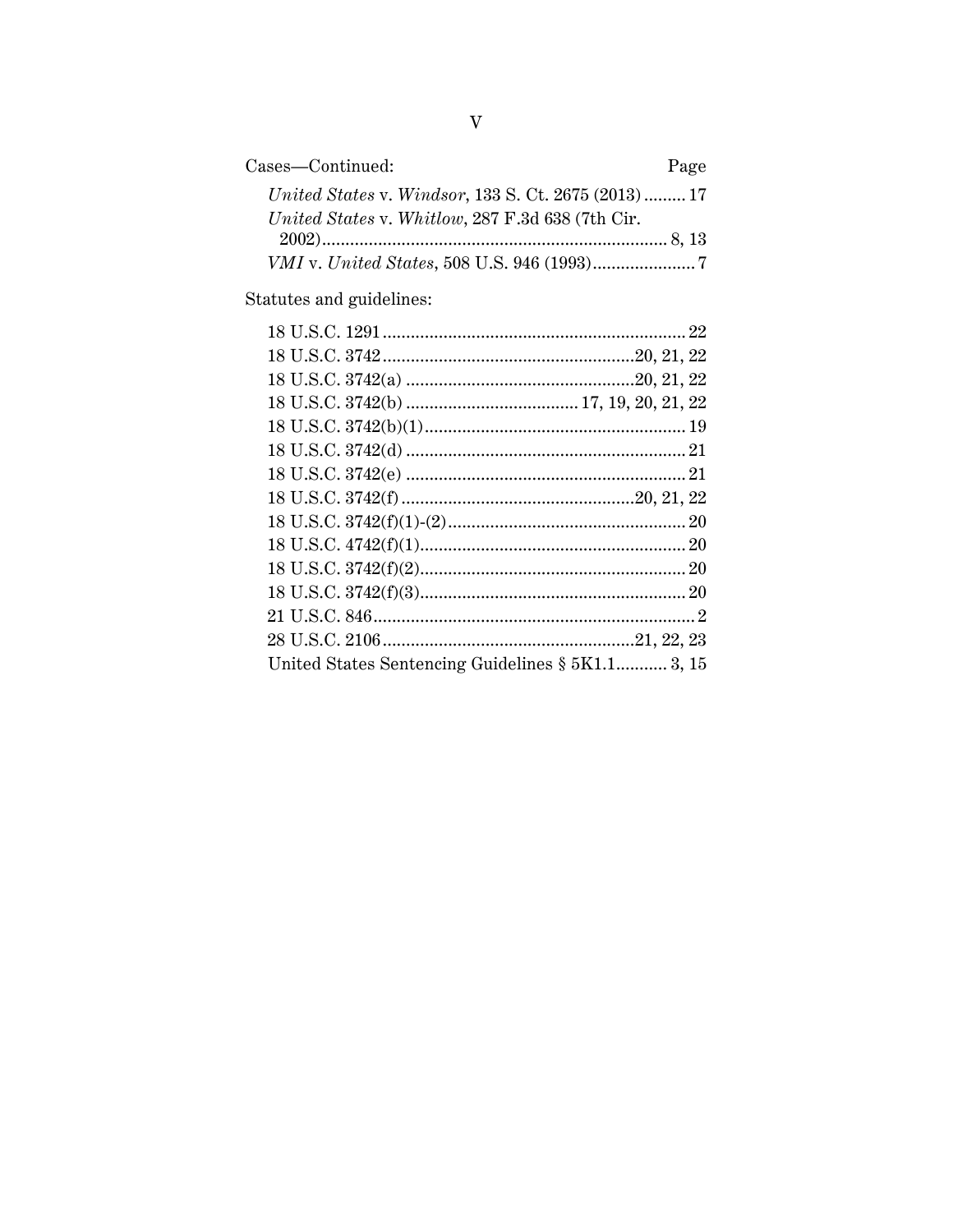Cases—Continued: Page

*United States* v. *Windsor*, 133 S. Ct. 2675 (2013) ......... 17

*United States* v. *Whitlow*, 287 F.3d 638 (7th Cir. 2002) ......... 8, 13

*VMI* v. *United States*, 508 U.S. 946 (1993) ......... 7

Statutes and guidelines:

18 U.S.C. 1291 ......... 22

18 U.S.C. 3742 ......... 20, 21, 22

18 U.S.C. 3742(a) ......... 20, 21, 22

18 U.S.C. 3742(b) ......... 17, 19, 20, 21, 22

18 U.S.C. 3742(b)(1) ......... 19

18 U.S.C. 3742(d) ......... 21

18 U.S.C. 3742(e) ......... 21

18 U.S.C. 3742(f) ......... 20, 21, 22

18 U.S.C. 3742(f)(1)-(2) ......... 20

18 U.S.C. 4742(f)(1) ......... 20

18 U.S.C. 3742(f)(2) ......... 20

18 U.S.C. 3742(f)(3) ......... 20

21 U.S.C. 846 ......... 2

28 U.S.C. 2106 ......... 21, 22, 23

United States Sentencing Guidelines § 5K1.1 ......... 3, 15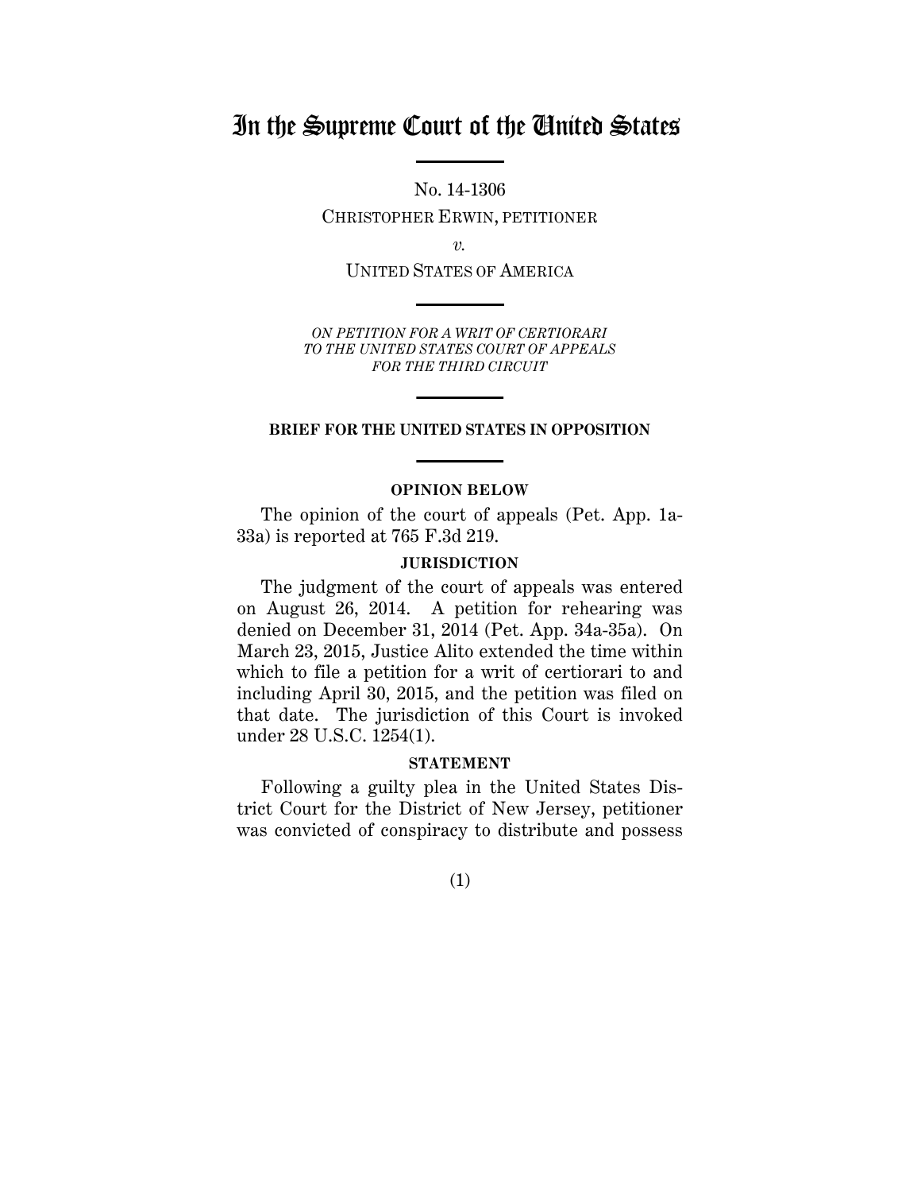# In the Supreme Court of the United States

No. 14-1306

CHRISTOPHER ERWIN, PETITIONER

*v.*

UNITED STATES OF AMERICA

*ON PETITION FOR A WRIT OF CERTIORARI TO THE UNITED STATES COURT OF APPEALS FOR THE THIRD CIRCUIT*

**BRIEF FOR THE UNITED STATES IN OPPOSITION**

**OPINION BELOW**

The opinion of the court of appeals (Pet. App. 1a-33a) is reported at 765 F.3d 219.

**JURISDICTION**

The judgment of the court of appeals was entered on August 26, 2014. A petition for rehearing was denied on December 31, 2014 (Pet. App. 34a-35a). On March 23, 2015, Justice Alito extended the time within which to file a petition for a writ of certiorari to and including April 30, 2015, and the petition was filed on that date. The jurisdiction of this Court is invoked under 28 U.S.C. 1254(1).

**STATEMENT**

Following a guilty plea in the United States District Court for the District of New Jersey, petitioner was convicted of conspiracy to distribute and possess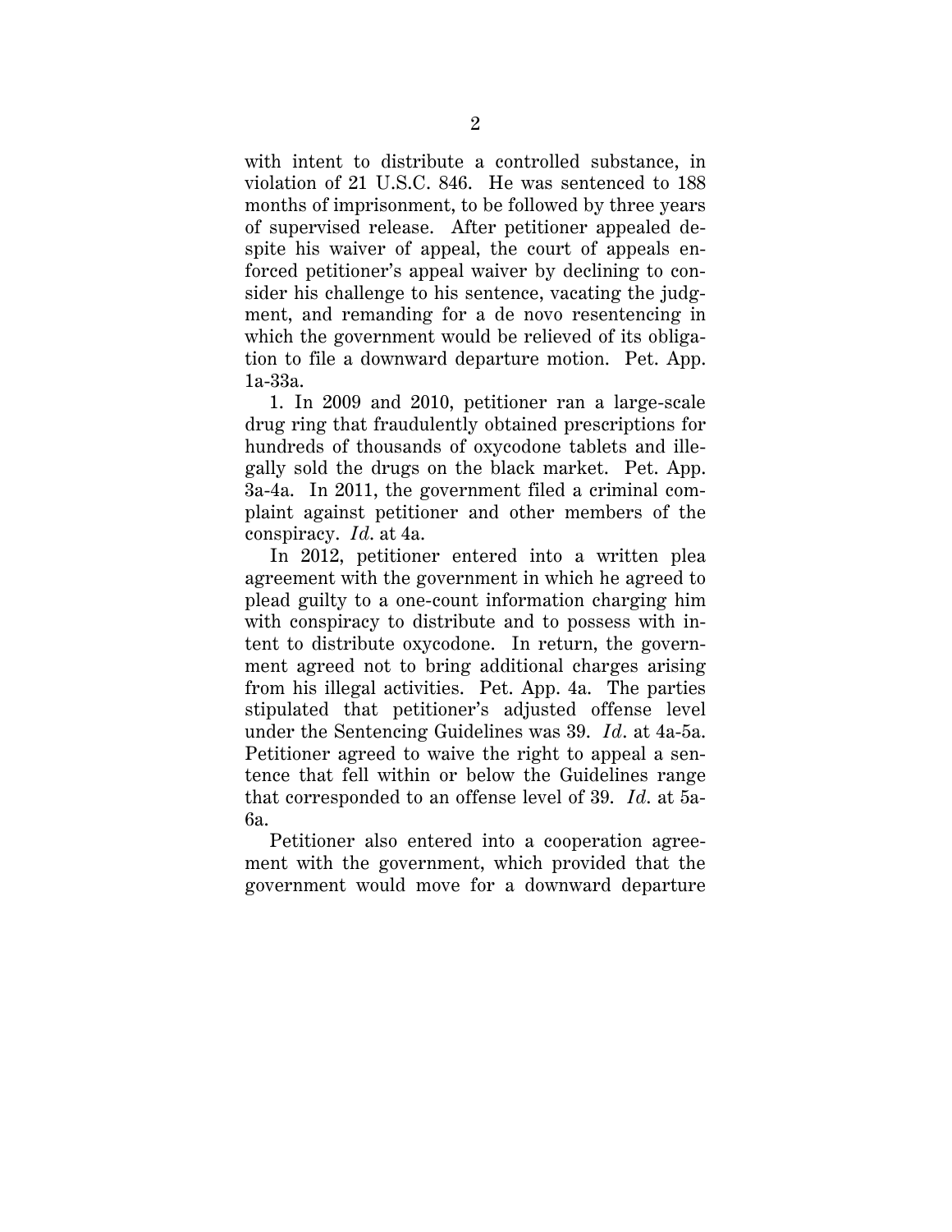with intent to distribute a controlled substance, in violation of 21 U.S.C. 846. He was sentenced to 188 months of imprisonment, to be followed by three years of supervised release. After petitioner appealed despite his waiver of appeal, the court of appeals enforced petitioner's appeal waiver by declining to consider his challenge to his sentence, vacating the judgment, and remanding for a de novo resentencing in which the government would be relieved of its obligation to file a downward departure motion. Pet. App. 1a-33a.

1. In 2009 and 2010, petitioner ran a large-scale drug ring that fraudulently obtained prescriptions for hundreds of thousands of oxycodone tablets and illegally sold the drugs on the black market. Pet. App. 3a-4a. In 2011, the government filed a criminal complaint against petitioner and other members of the conspiracy. *Id.* at 4a.

In 2012, petitioner entered into a written plea agreement with the government in which he agreed to plead guilty to a one-count information charging him with conspiracy to distribute and to possess with intent to distribute oxycodone. In return, the government agreed not to bring additional charges arising from his illegal activities. Pet. App. 4a. The parties stipulated that petitioner's adjusted offense level under the Sentencing Guidelines was 39. *Id.* at 4a-5a. Petitioner agreed to waive the right to appeal a sentence that fell within or below the Guidelines range that corresponded to an offense level of 39. *Id.* at 5a-6a.

Petitioner also entered into a cooperation agreement with the government, which provided that the government would move for a downward departure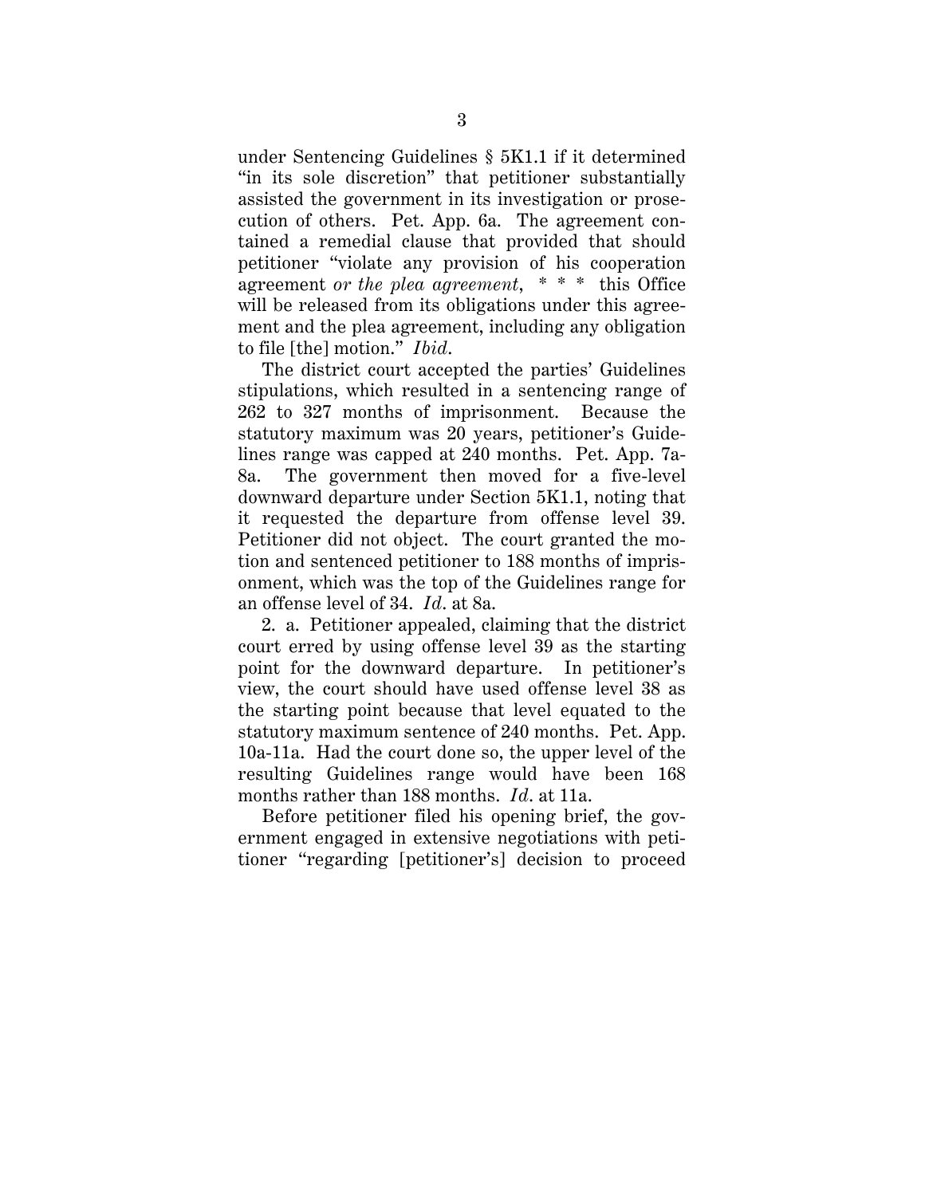under Sentencing Guidelines § 5K1.1 if it determined "in its sole discretion" that petitioner substantially assisted the government in its investigation or prosecution of others. Pet. App. 6a. The agreement contained a remedial clause that provided that should petitioner "violate any provision of his cooperation agreement *or the plea agreement*, * * * this Office will be released from its obligations under this agreement and the plea agreement, including any obligation to file [the] motion." *Ibid*.

The district court accepted the parties' Guidelines stipulations, which resulted in a sentencing range of 262 to 327 months of imprisonment. Because the statutory maximum was 20 years, petitioner's Guidelines range was capped at 240 months. Pet. App. 7a-8a. The government then moved for a five-level downward departure under Section 5K1.1, noting that it requested the departure from offense level 39. Petitioner did not object. The court granted the motion and sentenced petitioner to 188 months of imprisonment, which was the top of the Guidelines range for an offense level of 34. *Id*. at 8a.

2. a. Petitioner appealed, claiming that the district court erred by using offense level 39 as the starting point for the downward departure. In petitioner's view, the court should have used offense level 38 as the starting point because that level equated to the statutory maximum sentence of 240 months. Pet. App. 10a-11a. Had the court done so, the upper level of the resulting Guidelines range would have been 168 months rather than 188 months. *Id*. at 11a.

Before petitioner filed his opening brief, the government engaged in extensive negotiations with petitioner "regarding [petitioner's] decision to proceed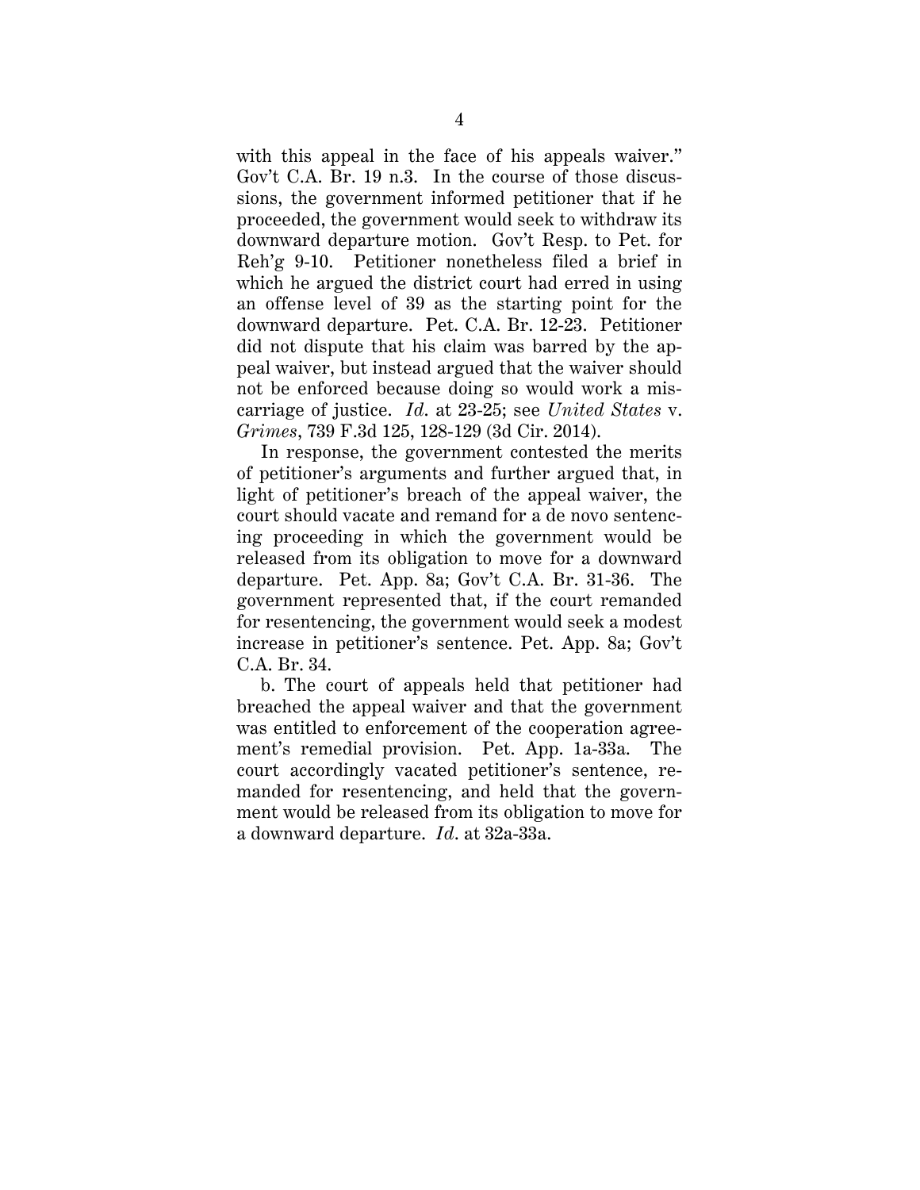with this appeal in the face of his appeals waiver." Gov't C.A. Br. 19 n.3. In the course of those discussions, the government informed petitioner that if he proceeded, the government would seek to withdraw its downward departure motion. Gov't Resp. to Pet. for Reh'g 9-10. Petitioner nonetheless filed a brief in which he argued the district court had erred in using an offense level of 39 as the starting point for the downward departure. Pet. C.A. Br. 12-23. Petitioner did not dispute that his claim was barred by the appeal waiver, but instead argued that the waiver should not be enforced because doing so would work a miscarriage of justice. *Id*. at 23-25; see *United States* v. *Grimes*, 739 F.3d 125, 128-129 (3d Cir. 2014).

In response, the government contested the merits of petitioner's arguments and further argued that, in light of petitioner's breach of the appeal waiver, the court should vacate and remand for a de novo sentencing proceeding in which the government would be released from its obligation to move for a downward departure. Pet. App. 8a; Gov't C.A. Br. 31-36. The government represented that, if the court remanded for resentencing, the government would seek a modest increase in petitioner's sentence. Pet. App. 8a; Gov't C.A. Br. 34.

b. The court of appeals held that petitioner had breached the appeal waiver and that the government was entitled to enforcement of the cooperation agreement's remedial provision. Pet. App. 1a-33a. The court accordingly vacated petitioner's sentence, remanded for resentencing, and held that the government would be released from its obligation to move for a downward departure. *Id*. at 32a-33a.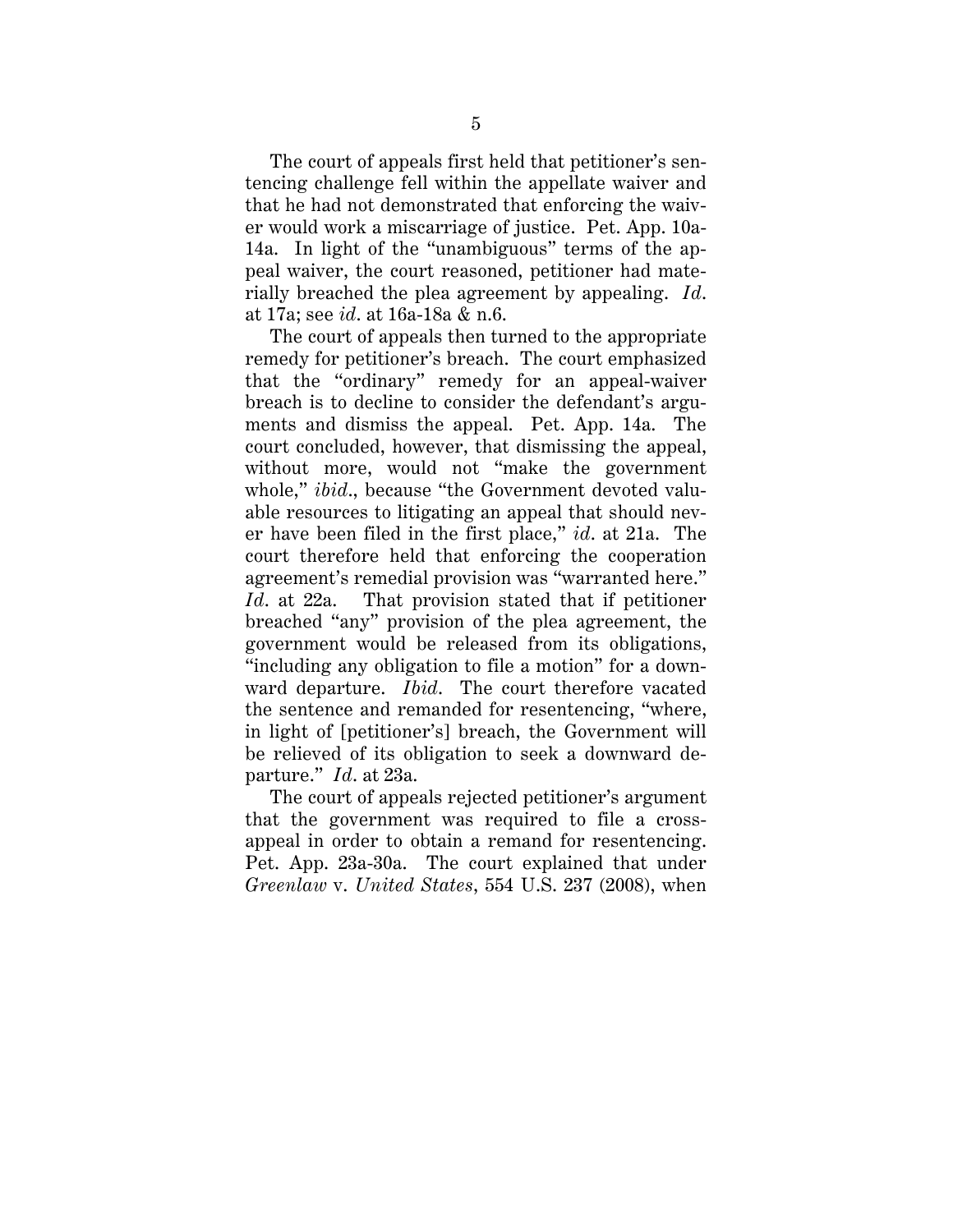The court of appeals first held that petitioner's sentencing challenge fell within the appellate waiver and that he had not demonstrated that enforcing the waiver would work a miscarriage of justice. Pet. App. 10a-14a. In light of the "unambiguous" terms of the appeal waiver, the court reasoned, petitioner had materially breached the plea agreement by appealing. *Id.* at 17a; see *id.* at 16a-18a & n.6.

The court of appeals then turned to the appropriate remedy for petitioner's breach. The court emphasized that the "ordinary" remedy for an appeal-waiver breach is to decline to consider the defendant's arguments and dismiss the appeal. Pet. App. 14a. The court concluded, however, that dismissing the appeal, without more, would not "make the government whole," *ibid.*, because "the Government devoted valuable resources to litigating an appeal that should never have been filed in the first place," *id.* at 21a. The court therefore held that enforcing the cooperation agreement's remedial provision was "warranted here." *Id.* at 22a. That provision stated that if petitioner breached "any" provision of the plea agreement, the government would be released from its obligations, "including any obligation to file a motion" for a downward departure. *Ibid.* The court therefore vacated the sentence and remanded for resentencing, "where, in light of [petitioner's] breach, the Government will be relieved of its obligation to seek a downward departure." *Id.* at 23a.

The court of appeals rejected petitioner's argument that the government was required to file a cross-appeal in order to obtain a remand for resentencing. Pet. App. 23a-30a. The court explained that under *Greenlaw* v. *United States*, 554 U.S. 237 (2008), when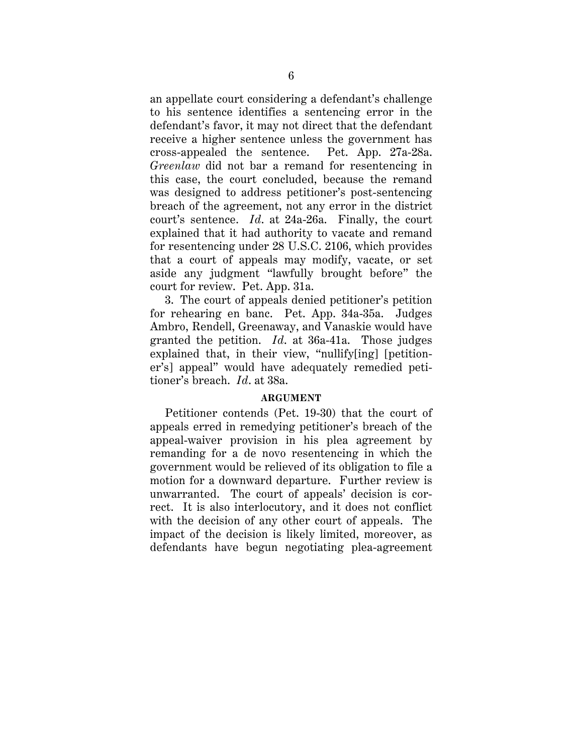an appellate court considering a defendant's challenge to his sentence identifies a sentencing error in the defendant's favor, it may not direct that the defendant receive a higher sentence unless the government has cross-appealed the sentence. Pet. App. 27a-28a. *Greenlaw* did not bar a remand for resentencing in this case, the court concluded, because the remand was designed to address petitioner's post-sentencing breach of the agreement, not any error in the district court's sentence. *Id.* at 24a-26a. Finally, the court explained that it had authority to vacate and remand for resentencing under 28 U.S.C. 2106, which provides that a court of appeals may modify, vacate, or set aside any judgment "lawfully brought before" the court for review. Pet. App. 31a.

3. The court of appeals denied petitioner's petition for rehearing en banc. Pet. App. 34a-35a. Judges Ambro, Rendell, Greenaway, and Vanaskie would have granted the petition. *Id.* at 36a-41a. Those judges explained that, in their view, "nullify[ing] [petitioner's] appeal" would have adequately remedied petitioner's breach. *Id.* at 38a.

## ARGUMENT

Petitioner contends (Pet. 19-30) that the court of appeals erred in remedying petitioner's breach of the appeal-waiver provision in his plea agreement by remanding for a de novo resentencing in which the government would be relieved of its obligation to file a motion for a downward departure. Further review is unwarranted. The court of appeals' decision is correct. It is also interlocutory, and it does not conflict with the decision of any other court of appeals. The impact of the decision is likely limited, moreover, as defendants have begun negotiating plea-agreement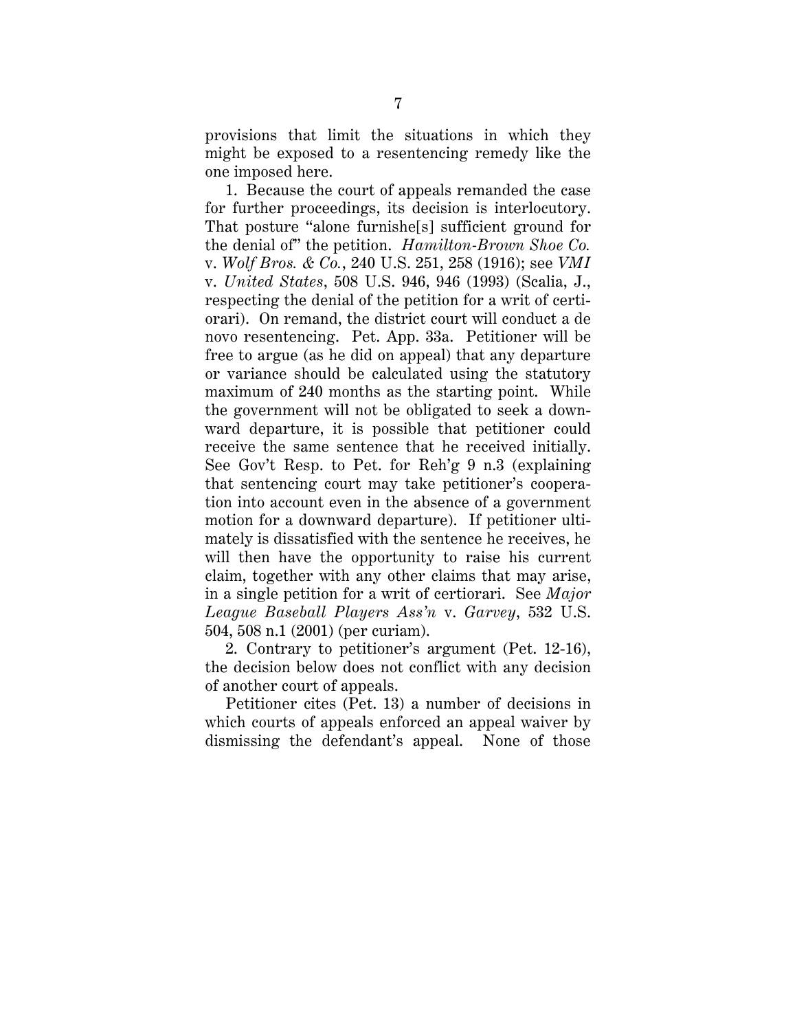provisions that limit the situations in which they might be exposed to a resentencing remedy like the one imposed here.

1. Because the court of appeals remanded the case for further proceedings, its decision is interlocutory. That posture "alone furnishe[s] sufficient ground for the denial of" the petition. *Hamilton-Brown Shoe Co.* v. *Wolf Bros. & Co.*, 240 U.S. 251, 258 (1916); see *VMI* v. *United States*, 508 U.S. 946, 946 (1993) (Scalia, J., respecting the denial of the petition for a writ of certiorari). On remand, the district court will conduct a de novo resentencing. Pet. App. 33a. Petitioner will be free to argue (as he did on appeal) that any departure or variance should be calculated using the statutory maximum of 240 months as the starting point. While the government will not be obligated to seek a downward departure, it is possible that petitioner could receive the same sentence that he received initially. See Gov't Resp. to Pet. for Reh'g 9 n.3 (explaining that sentencing court may take petitioner's cooperation into account even in the absence of a government motion for a downward departure). If petitioner ultimately is dissatisfied with the sentence he receives, he will then have the opportunity to raise his current claim, together with any other claims that may arise, in a single petition for a writ of certiorari. See *Major League Baseball Players Ass'n* v. *Garvey*, 532 U.S. 504, 508 n.1 (2001) (per curiam).

2. Contrary to petitioner's argument (Pet. 12-16), the decision below does not conflict with any decision of another court of appeals.

Petitioner cites (Pet. 13) a number of decisions in which courts of appeals enforced an appeal waiver by dismissing the defendant's appeal. None of those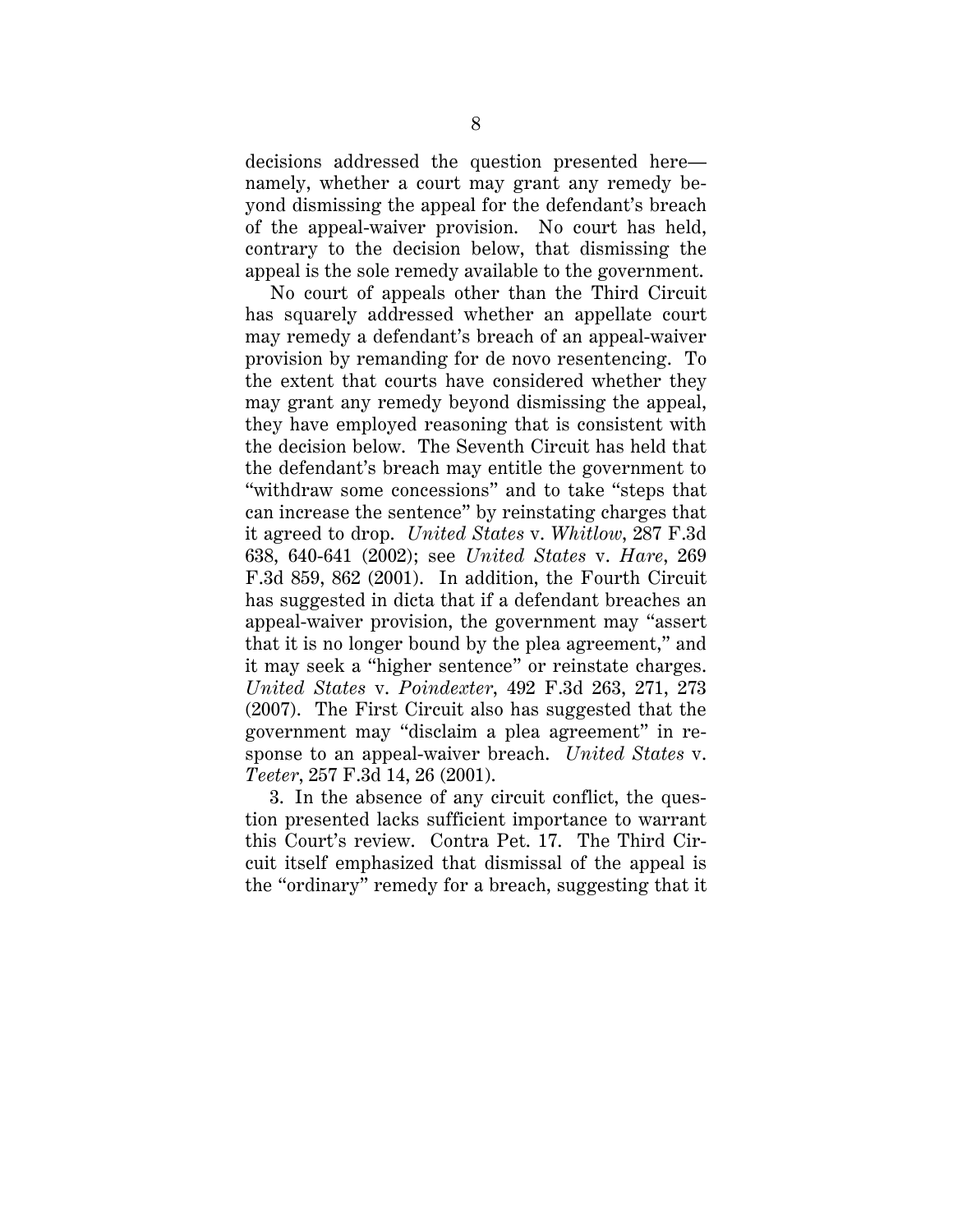decisions addressed the question presented here—namely, whether a court may grant any remedy beyond dismissing the appeal for the defendant's breach of the appeal-waiver provision. No court has held, contrary to the decision below, that dismissing the appeal is the sole remedy available to the government.

No court of appeals other than the Third Circuit has squarely addressed whether an appellate court may remedy a defendant's breach of an appeal-waiver provision by remanding for de novo resentencing. To the extent that courts have considered whether they may grant any remedy beyond dismissing the appeal, they have employed reasoning that is consistent with the decision below. The Seventh Circuit has held that the defendant's breach may entitle the government to "withdraw some concessions" and to take "steps that can increase the sentence" by reinstating charges that it agreed to drop. *United States* v. *Whitlow*, 287 F.3d 638, 640-641 (2002); see *United States* v. *Hare*, 269 F.3d 859, 862 (2001). In addition, the Fourth Circuit has suggested in dicta that if a defendant breaches an appeal-waiver provision, the government may "assert that it is no longer bound by the plea agreement," and it may seek a "higher sentence" or reinstate charges. *United States* v. *Poindexter*, 492 F.3d 263, 271, 273 (2007). The First Circuit also has suggested that the government may "disclaim a plea agreement" in response to an appeal-waiver breach. *United States* v. *Teeter*, 257 F.3d 14, 26 (2001).

3. In the absence of any circuit conflict, the question presented lacks sufficient importance to warrant this Court's review. Contra Pet. 17. The Third Circuit itself emphasized that dismissal of the appeal is the "ordinary" remedy for a breach, suggesting that it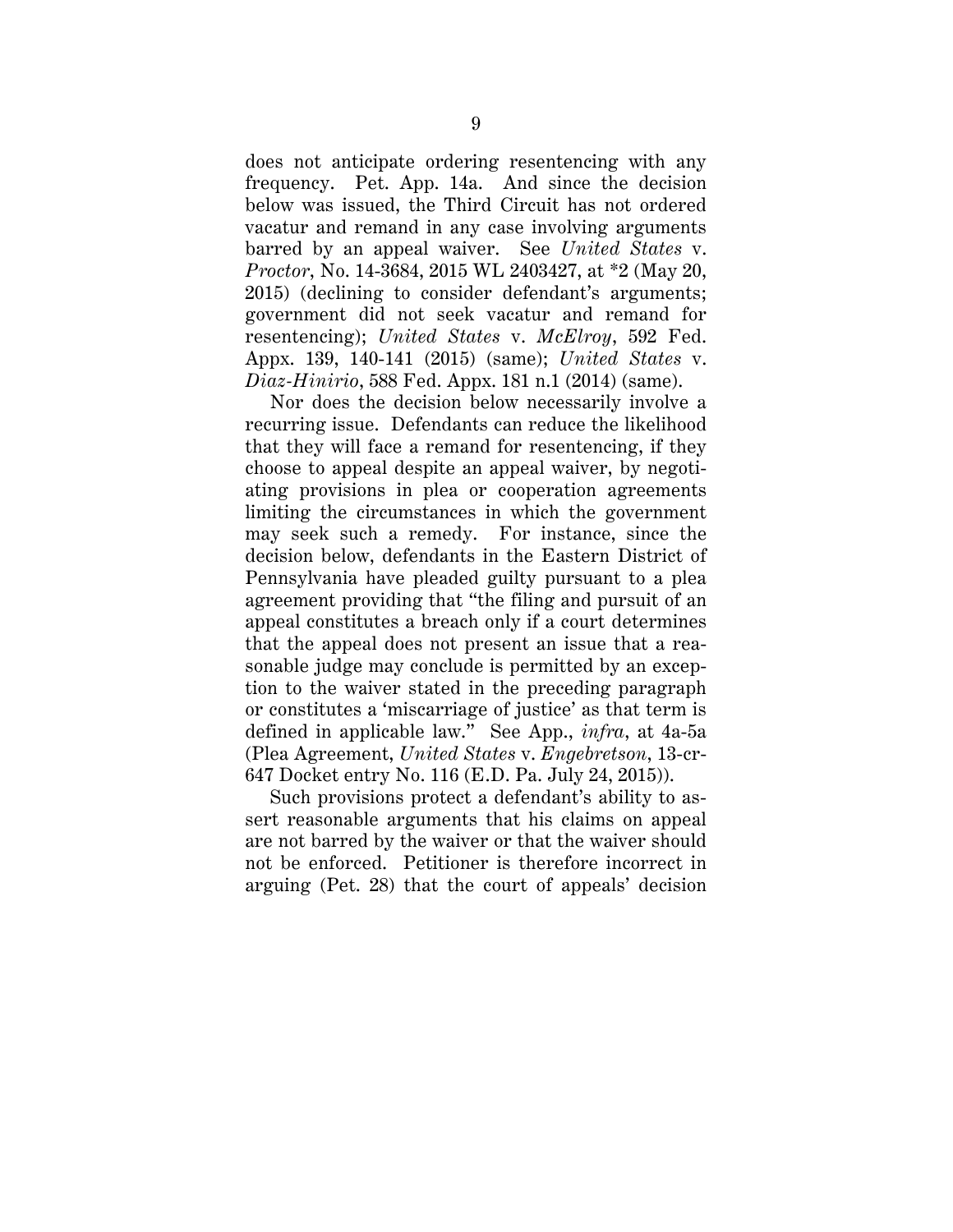does not anticipate ordering resentencing with any frequency. Pet. App. 14a. And since the decision below was issued, the Third Circuit has not ordered vacatur and remand in any case involving arguments barred by an appeal waiver. See *United States* v. *Proctor*, No. 14-3684, 2015 WL 2403427, at *2 (May 20, 2015) (declining to consider defendant's arguments; government did not seek vacatur and remand for resentencing); *United States* v. *McElroy*, 592 Fed. Appx. 139, 140-141 (2015) (same); *United States* v. *Diaz-Hinirio*, 588 Fed. Appx. 181 n.1 (2014) (same).

Nor does the decision below necessarily involve a recurring issue. Defendants can reduce the likelihood that they will face a remand for resentencing, if they choose to appeal despite an appeal waiver, by negotiating provisions in plea or cooperation agreements limiting the circumstances in which the government may seek such a remedy. For instance, since the decision below, defendants in the Eastern District of Pennsylvania have pleaded guilty pursuant to a plea agreement providing that "the filing and pursuit of an appeal constitutes a breach only if a court determines that the appeal does not present an issue that a reasonable judge may conclude is permitted by an exception to the waiver stated in the preceding paragraph or constitutes a 'miscarriage of justice' as that term is defined in applicable law." See App., *infra*, at 4a-5a (Plea Agreement, *United States* v. *Engebretson*, 13-cr-647 Docket entry No. 116 (E.D. Pa. July 24, 2015)).

Such provisions protect a defendant's ability to assert reasonable arguments that his claims on appeal are not barred by the waiver or that the waiver should not be enforced. Petitioner is therefore incorrect in arguing (Pet. 28) that the court of appeals' decision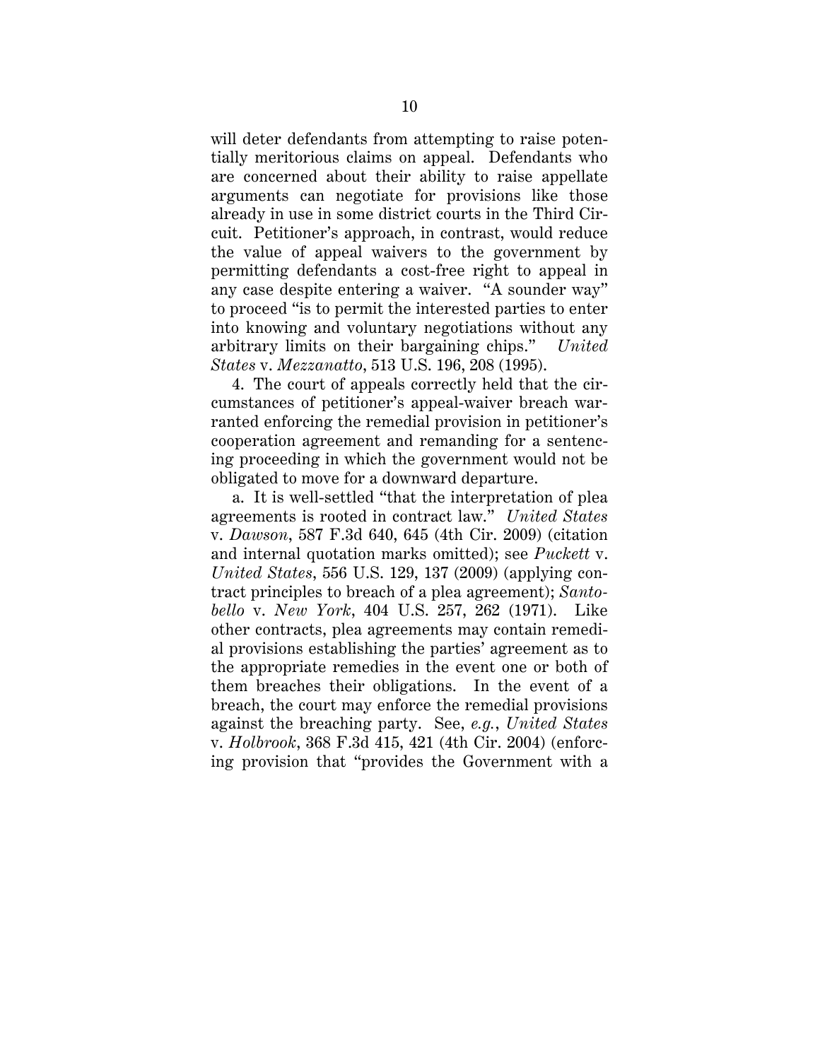will deter defendants from attempting to raise potentially meritorious claims on appeal. Defendants who are concerned about their ability to raise appellate arguments can negotiate for provisions like those already in use in some district courts in the Third Circuit. Petitioner's approach, in contrast, would reduce the value of appeal waivers to the government by permitting defendants a cost-free right to appeal in any case despite entering a waiver. "A sounder way" to proceed "is to permit the interested parties to enter into knowing and voluntary negotiations without any arbitrary limits on their bargaining chips." *United States* v. *Mezzanatto*, 513 U.S. 196, 208 (1995).

4. The court of appeals correctly held that the circumstances of petitioner's appeal-waiver breach warranted enforcing the remedial provision in petitioner's cooperation agreement and remanding for a sentencing proceeding in which the government would not be obligated to move for a downward departure.

a. It is well-settled "that the interpretation of plea agreements is rooted in contract law." *United States* v. *Dawson*, 587 F.3d 640, 645 (4th Cir. 2009) (citation and internal quotation marks omitted); see *Puckett* v. *United States*, 556 U.S. 129, 137 (2009) (applying contract principles to breach of a plea agreement); *Santobello* v. *New York*, 404 U.S. 257, 262 (1971). Like other contracts, plea agreements may contain remedial provisions establishing the parties' agreement as to the appropriate remedies in the event one or both of them breaches their obligations. In the event of a breach, the court may enforce the remedial provisions against the breaching party. See, *e.g.*, *United States* v. *Holbrook*, 368 F.3d 415, 421 (4th Cir. 2004) (enforcing provision that "provides the Government with a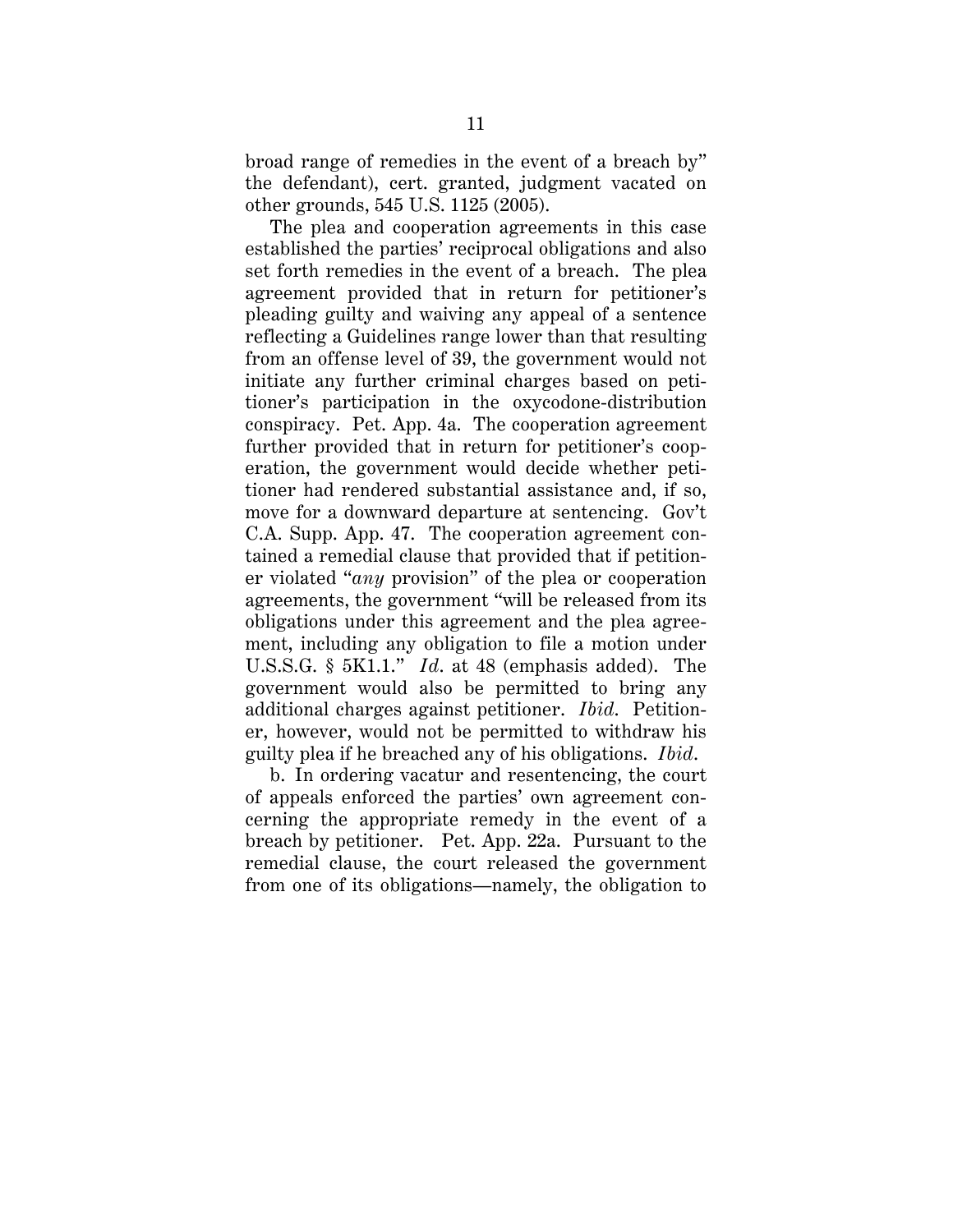broad range of remedies in the event of a breach by" the defendant), cert. granted, judgment vacated on other grounds, 545 U.S. 1125 (2005).

The plea and cooperation agreements in this case established the parties' reciprocal obligations and also set forth remedies in the event of a breach. The plea agreement provided that in return for petitioner's pleading guilty and waiving any appeal of a sentence reflecting a Guidelines range lower than that resulting from an offense level of 39, the government would not initiate any further criminal charges based on petitioner's participation in the oxycodone-distribution conspiracy. Pet. App. 4a. The cooperation agreement further provided that in return for petitioner's cooperation, the government would decide whether petitioner had rendered substantial assistance and, if so, move for a downward departure at sentencing. Gov't C.A. Supp. App. 47. The cooperation agreement contained a remedial clause that provided that if petitioner violated "*any* provision" of the plea or cooperation agreements, the government "will be released from its obligations under this agreement and the plea agreement, including any obligation to file a motion under U.S.S.G. § 5K1.1." *Id*. at 48 (emphasis added). The government would also be permitted to bring any additional charges against petitioner. *Ibid*. Petitioner, however, would not be permitted to withdraw his guilty plea if he breached any of his obligations. *Ibid*.

b. In ordering vacatur and resentencing, the court of appeals enforced the parties' own agreement concerning the appropriate remedy in the event of a breach by petitioner. Pet. App. 22a. Pursuant to the remedial clause, the court released the government from one of its obligations—namely, the obligation to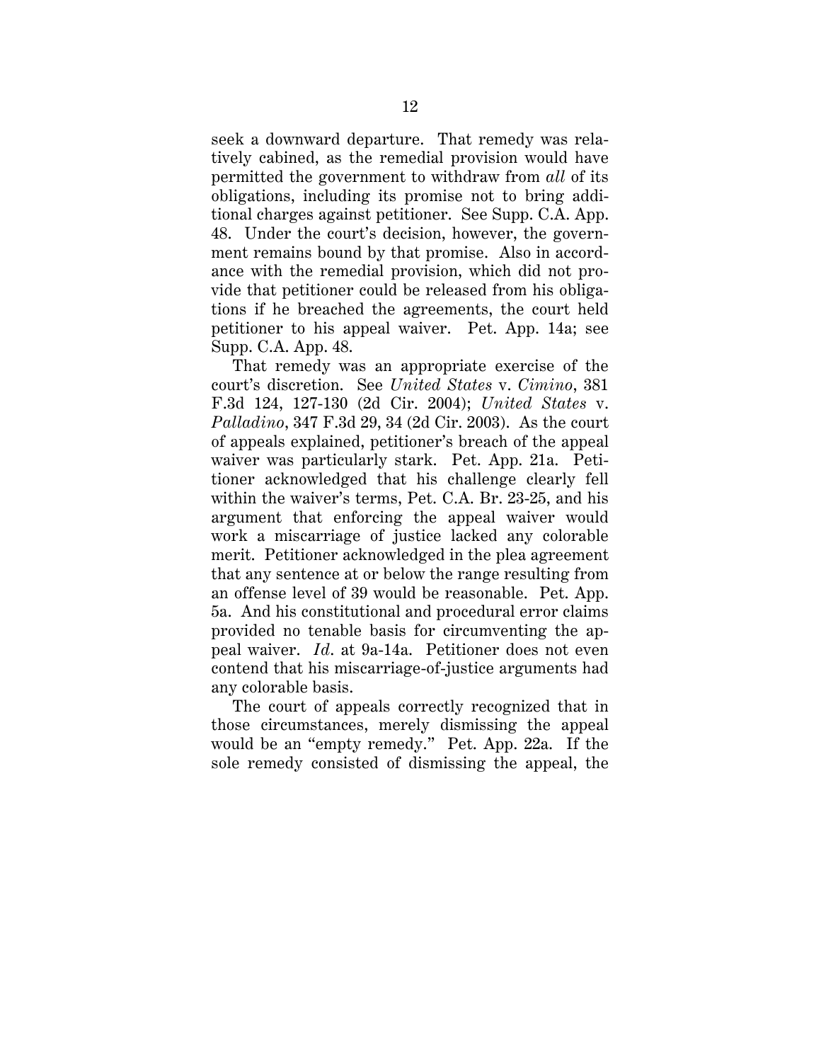seek a downward departure. That remedy was relatively cabined, as the remedial provision would have permitted the government to withdraw from *all* of its obligations, including its promise not to bring additional charges against petitioner. See Supp. C.A. App. 48. Under the court's decision, however, the government remains bound by that promise. Also in accordance with the remedial provision, which did not provide that petitioner could be released from his obligations if he breached the agreements, the court held petitioner to his appeal waiver. Pet. App. 14a; see Supp. C.A. App. 48.

That remedy was an appropriate exercise of the court's discretion. See *United States* v. *Cimino*, 381 F.3d 124, 127-130 (2d Cir. 2004); *United States* v. *Palladino*, 347 F.3d 29, 34 (2d Cir. 2003). As the court of appeals explained, petitioner's breach of the appeal waiver was particularly stark. Pet. App. 21a. Petitioner acknowledged that his challenge clearly fell within the waiver's terms, Pet. C.A. Br. 23-25, and his argument that enforcing the appeal waiver would work a miscarriage of justice lacked any colorable merit. Petitioner acknowledged in the plea agreement that any sentence at or below the range resulting from an offense level of 39 would be reasonable. Pet. App. 5a. And his constitutional and procedural error claims provided no tenable basis for circumventing the appeal waiver. *Id.* at 9a-14a. Petitioner does not even contend that his miscarriage-of-justice arguments had any colorable basis.

The court of appeals correctly recognized that in those circumstances, merely dismissing the appeal would be an "empty remedy." Pet. App. 22a. If the sole remedy consisted of dismissing the appeal, the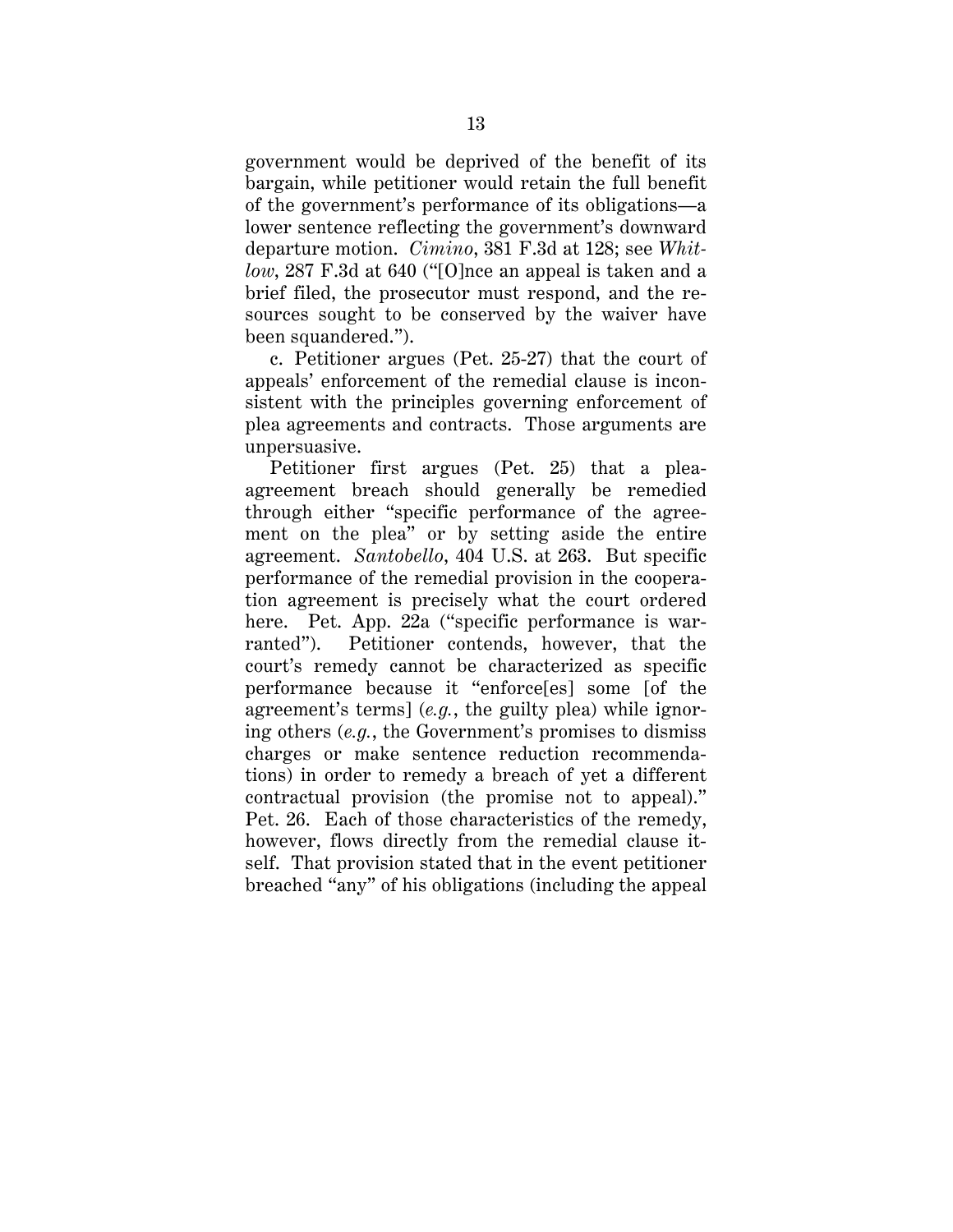government would be deprived of the benefit of its bargain, while petitioner would retain the full benefit of the government's performance of its obligations—a lower sentence reflecting the government's downward departure motion. *Cimino*, 381 F.3d at 128; see *Whitlow*, 287 F.3d at 640 ("[O]nce an appeal is taken and a brief filed, the prosecutor must respond, and the resources sought to be conserved by the waiver have been squandered.").

c. Petitioner argues (Pet. 25-27) that the court of appeals' enforcement of the remedial clause is inconsistent with the principles governing enforcement of plea agreements and contracts. Those arguments are unpersuasive.

Petitioner first argues (Pet. 25) that a plea-agreement breach should generally be remedied through either "specific performance of the agreement on the plea" or by setting aside the entire agreement. *Santobello*, 404 U.S. at 263. But specific performance of the remedial provision in the cooperation agreement is precisely what the court ordered here. Pet. App. 22a ("specific performance is warranted"). Petitioner contends, however, that the court's remedy cannot be characterized as specific performance because it "enforce[es] some [of the agreement's terms] (*e.g.*, the guilty plea) while ignoring others (*e.g.*, the Government's promises to dismiss charges or make sentence reduction recommendations) in order to remedy a breach of yet a different contractual provision (the promise not to appeal)." Pet. 26. Each of those characteristics of the remedy, however, flows directly from the remedial clause itself. That provision stated that in the event petitioner breached "any" of his obligations (including the appeal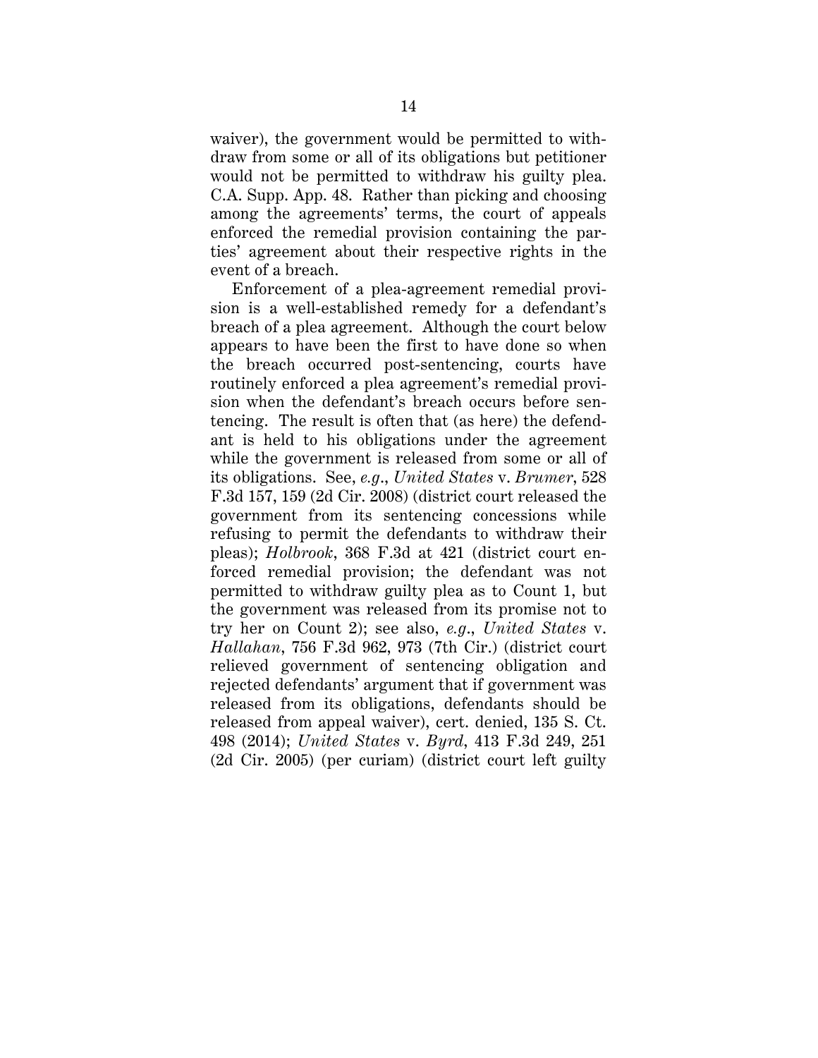waiver), the government would be permitted to withdraw from some or all of its obligations but petitioner would not be permitted to withdraw his guilty plea. C.A. Supp. App. 48. Rather than picking and choosing among the agreements' terms, the court of appeals enforced the remedial provision containing the parties' agreement about their respective rights in the event of a breach.

Enforcement of a plea-agreement remedial provision is a well-established remedy for a defendant's breach of a plea agreement. Although the court below appears to have been the first to have done so when the breach occurred post-sentencing, courts have routinely enforced a plea agreement's remedial provision when the defendant's breach occurs before sentencing. The result is often that (as here) the defendant is held to his obligations under the agreement while the government is released from some or all of its obligations. See, *e.g.*, *United States* v. *Brumer*, 528 F.3d 157, 159 (2d Cir. 2008) (district court released the government from its sentencing concessions while refusing to permit the defendants to withdraw their pleas); *Holbrook*, 368 F.3d at 421 (district court enforced remedial provision; the defendant was not permitted to withdraw guilty plea as to Count 1, but the government was released from its promise not to try her on Count 2); see also, *e.g.*, *United States* v. *Hallahan*, 756 F.3d 962, 973 (7th Cir.) (district court relieved government of sentencing obligation and rejected defendants' argument that if government was released from its obligations, defendants should be released from appeal waiver), cert. denied, 135 S. Ct. 498 (2014); *United States* v. *Byrd*, 413 F.3d 249, 251 (2d Cir. 2005) (per curiam) (district court left guilty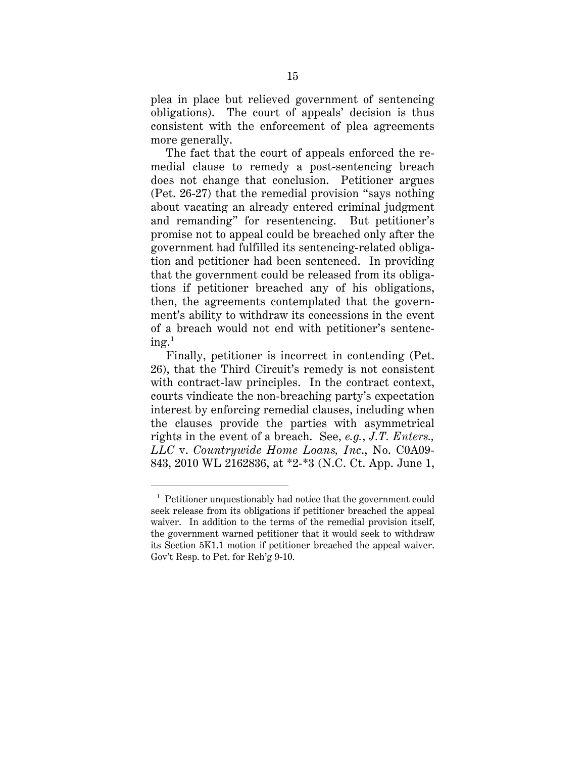plea in place but relieved government of sentencing obligations). The court of appeals' decision is thus consistent with the enforcement of plea agreements more generally.

The fact that the court of appeals enforced the remedial clause to remedy a post-sentencing breach does not change that conclusion. Petitioner argues (Pet. 26-27) that the remedial provision "says nothing about vacating an already entered criminal judgment and remanding" for resentencing. But petitioner's promise not to appeal could be breached only after the government had fulfilled its sentencing-related obligation and petitioner had been sentenced. In providing that the government could be released from its obligations if petitioner breached any of his obligations, then, the agreements contemplated that the government's ability to withdraw its concessions in the event of a breach would not end with petitioner's sentencing.[1]

Finally, petitioner is incorrect in contending (Pet. 26), that the Third Circuit's remedy is not consistent with contract-law principles. In the contract context, courts vindicate the non-breaching party's expectation interest by enforcing remedial clauses, including when the clauses provide the parties with asymmetrical rights in the event of a breach. See, *e.g.*, *J.T. Enters., LLC* v. *Countrywide Home Loans, Inc.*, No. C0A09-843, 2010 WL 2162836, at \*2-\*3 (N.C. Ct. App. June 1,

---

[1] Petitioner unquestionably had notice that the government could seek release from its obligations if petitioner breached the appeal waiver. In addition to the terms of the remedial provision itself, the government warned petitioner that it would seek to withdraw its Section 5K1.1 motion if petitioner breached the appeal waiver. Gov't Resp. to Pet. for Reh'g 9-10.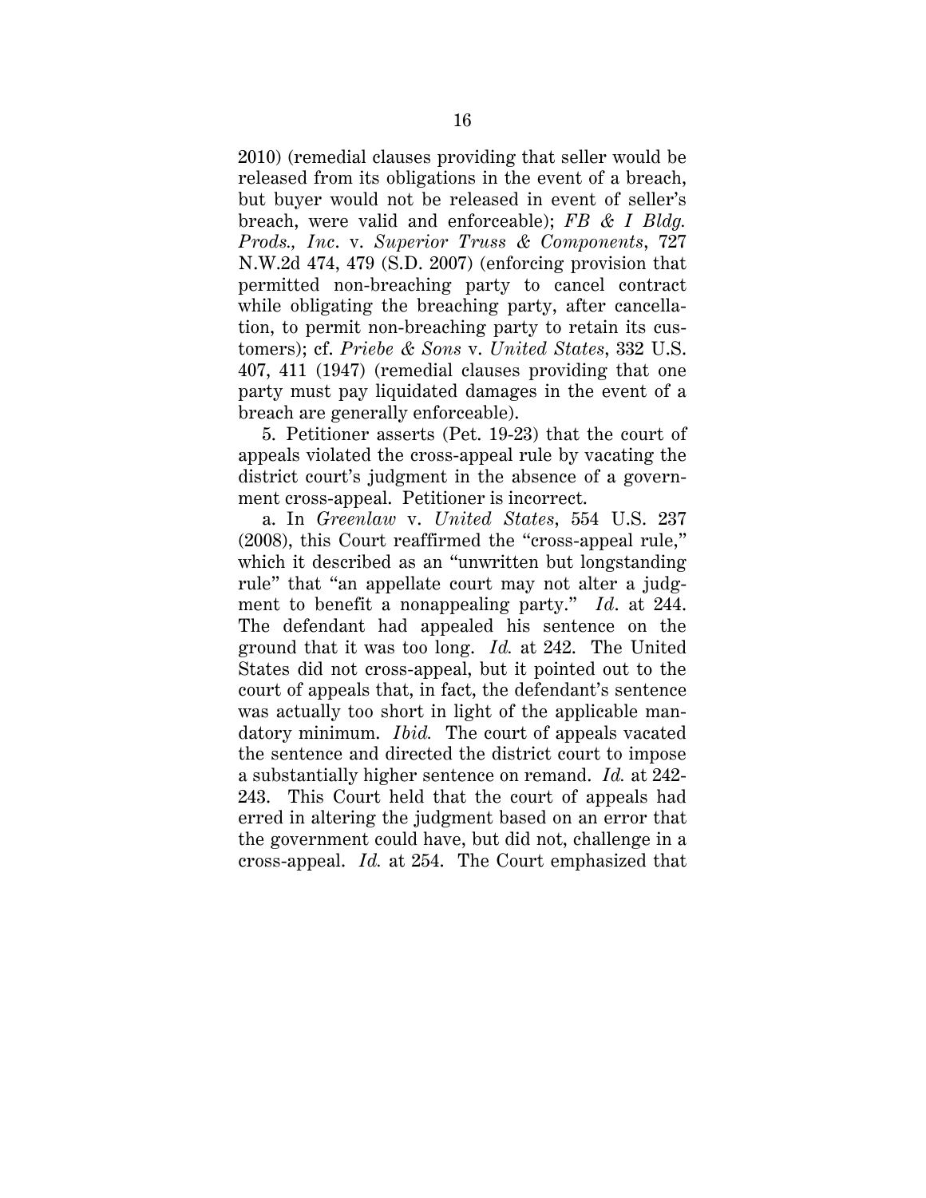2010) (remedial clauses providing that seller would be released from its obligations in the event of a breach, but buyer would not be released in event of seller's breach, were valid and enforceable); *FB & I Bldg. Prods., Inc*. v. *Superior Truss & Components*, 727 N.W.2d 474, 479 (S.D. 2007) (enforcing provision that permitted non-breaching party to cancel contract while obligating the breaching party, after cancellation, to permit non-breaching party to retain its customers); cf. *Priebe & Sons* v. *United States*, 332 U.S. 407, 411 (1947) (remedial clauses providing that one party must pay liquidated damages in the event of a breach are generally enforceable).

5. Petitioner asserts (Pet. 19-23) that the court of appeals violated the cross-appeal rule by vacating the district court's judgment in the absence of a government cross-appeal. Petitioner is incorrect.

a. In *Greenlaw* v. *United States*, 554 U.S. 237 (2008), this Court reaffirmed the "cross-appeal rule," which it described as an "unwritten but longstanding rule" that "an appellate court may not alter a judgment to benefit a nonappealing party." *Id*. at 244. The defendant had appealed his sentence on the ground that it was too long. *Id.* at 242. The United States did not cross-appeal, but it pointed out to the court of appeals that, in fact, the defendant's sentence was actually too short in light of the applicable mandatory minimum. *Ibid.* The court of appeals vacated the sentence and directed the district court to impose a substantially higher sentence on remand. *Id.* at 242-243. This Court held that the court of appeals had erred in altering the judgment based on an error that the government could have, but did not, challenge in a cross-appeal. *Id.* at 254. The Court emphasized that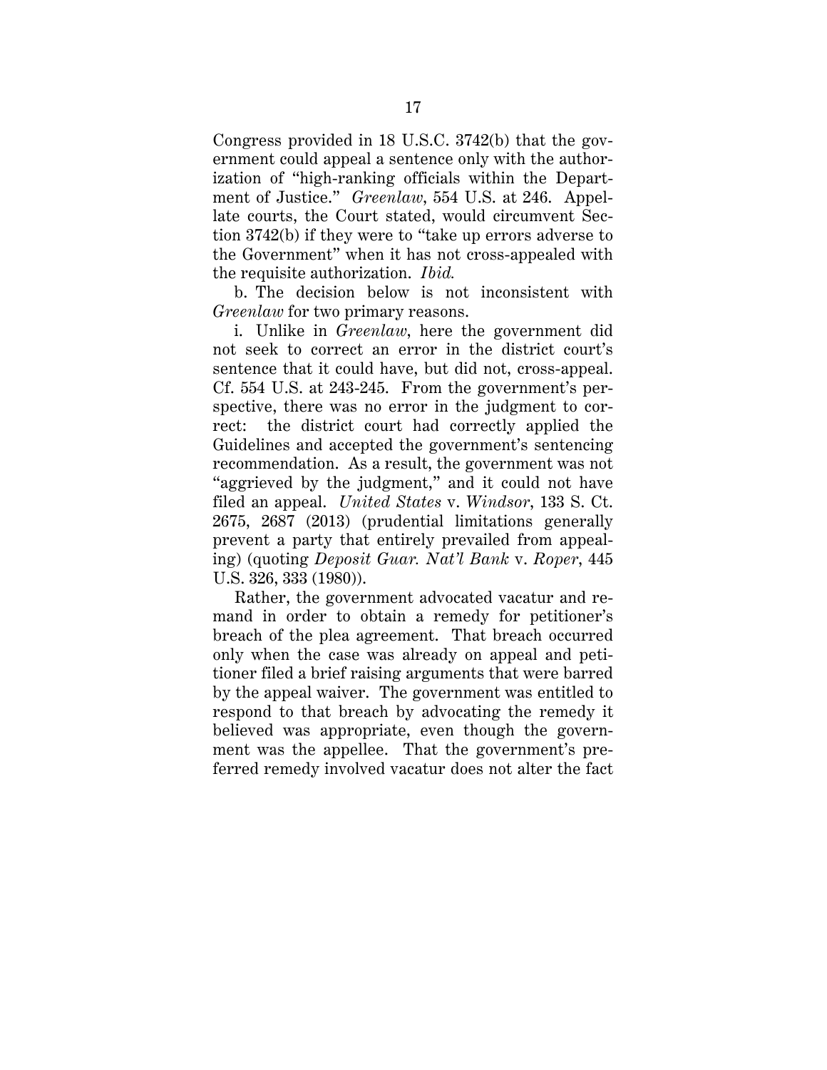Congress provided in 18 U.S.C. 3742(b) that the government could appeal a sentence only with the authorization of "high-ranking officials within the Department of Justice." *Greenlaw*, 554 U.S. at 246. Appellate courts, the Court stated, would circumvent Section 3742(b) if they were to "take up errors adverse to the Government" when it has not cross-appealed with the requisite authorization. *Ibid.*

b. The decision below is not inconsistent with *Greenlaw* for two primary reasons.

i. Unlike in *Greenlaw*, here the government did not seek to correct an error in the district court's sentence that it could have, but did not, cross-appeal. Cf. 554 U.S. at 243-245. From the government's perspective, there was no error in the judgment to correct: the district court had correctly applied the Guidelines and accepted the government's sentencing recommendation. As a result, the government was not "aggrieved by the judgment," and it could not have filed an appeal. *United States* v. *Windsor*, 133 S. Ct. 2675, 2687 (2013) (prudential limitations generally prevent a party that entirely prevailed from appealing) (quoting *Deposit Guar. Nat'l Bank* v. *Roper*, 445 U.S. 326, 333 (1980)).

Rather, the government advocated vacatur and remand in order to obtain a remedy for petitioner's breach of the plea agreement. That breach occurred only when the case was already on appeal and petitioner filed a brief raising arguments that were barred by the appeal waiver. The government was entitled to respond to that breach by advocating the remedy it believed was appropriate, even though the government was the appellee. That the government's preferred remedy involved vacatur does not alter the fact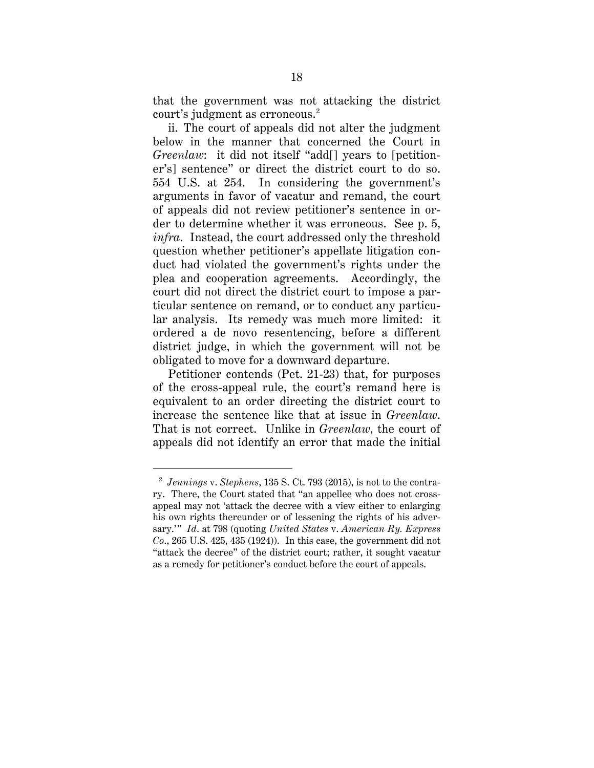that the government was not attacking the district court's judgment as erroneous.[2]

ii. The court of appeals did not alter the judgment below in the manner that concerned the Court in *Greenlaw*: it did not itself "add[] years to [petitioner's] sentence" or direct the district court to do so. 554 U.S. at 254. In considering the government's arguments in favor of vacatur and remand, the court of appeals did not review petitioner's sentence in order to determine whether it was erroneous. See p. 5, *infra*. Instead, the court addressed only the threshold question whether petitioner's appellate litigation conduct had violated the government's rights under the plea and cooperation agreements. Accordingly, the court did not direct the district court to impose a particular sentence on remand, or to conduct any particular analysis. Its remedy was much more limited: it ordered a de novo resentencing, before a different district judge, in which the government will not be obligated to move for a downward departure.

Petitioner contends (Pet. 21-23) that, for purposes of the cross-appeal rule, the court's remand here is equivalent to an order directing the district court to increase the sentence like that at issue in *Greenlaw*. That is not correct. Unlike in *Greenlaw*, the court of appeals did not identify an error that made the initial

---

[2] *Jennings* v. *Stephens*, 135 S. Ct. 793 (2015), is not to the contrary. There, the Court stated that "an appellee who does not cross-appeal may not 'attack the decree with a view either to enlarging his own rights thereunder or of lessening the rights of his adversary.'" *Id*. at 798 (quoting *United States* v. *American Ry. Express Co*., 265 U.S. 425, 435 (1924)). In this case, the government did not "attack the decree" of the district court; rather, it sought vacatur as a remedy for petitioner's conduct before the court of appeals.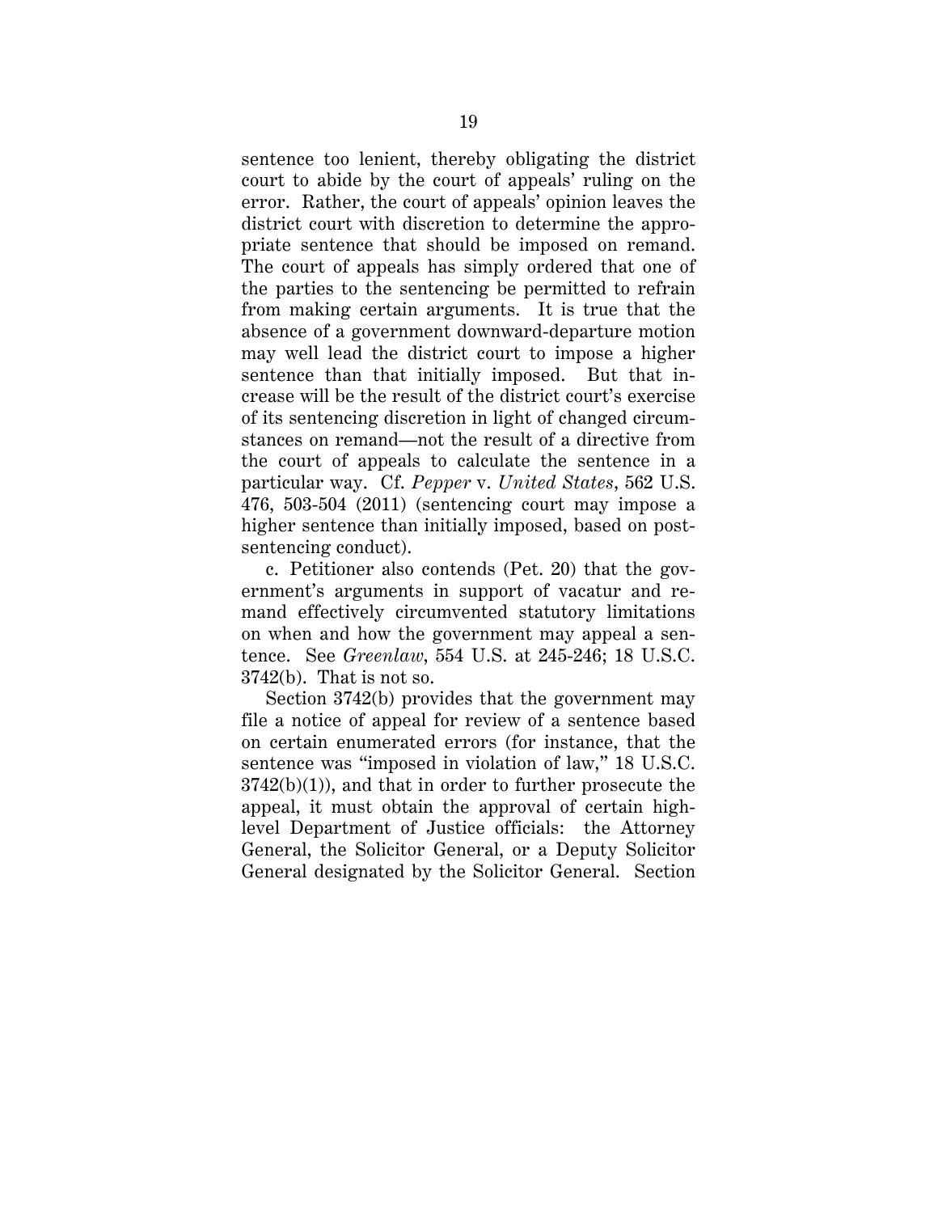sentence too lenient, thereby obligating the district court to abide by the court of appeals' ruling on the error. Rather, the court of appeals' opinion leaves the district court with discretion to determine the appropriate sentence that should be imposed on remand. The court of appeals has simply ordered that one of the parties to the sentencing be permitted to refrain from making certain arguments. It is true that the absence of a government downward-departure motion may well lead the district court to impose a higher sentence than that initially imposed. But that increase will be the result of the district court's exercise of its sentencing discretion in light of changed circumstances on remand—not the result of a directive from the court of appeals to calculate the sentence in a particular way. Cf. *Pepper* v. *United States*, 562 U.S. 476, 503-504 (2011) (sentencing court may impose a higher sentence than initially imposed, based on post-sentencing conduct).

c. Petitioner also contends (Pet. 20) that the government's arguments in support of vacatur and remand effectively circumvented statutory limitations on when and how the government may appeal a sentence. See *Greenlaw*, 554 U.S. at 245-246; 18 U.S.C. 3742(b). That is not so.

Section 3742(b) provides that the government may file a notice of appeal for review of a sentence based on certain enumerated errors (for instance, that the sentence was "imposed in violation of law," 18 U.S.C. 3742(b)(1)), and that in order to further prosecute the appeal, it must obtain the approval of certain high-level Department of Justice officials: the Attorney General, the Solicitor General, or a Deputy Solicitor General designated by the Solicitor General. Section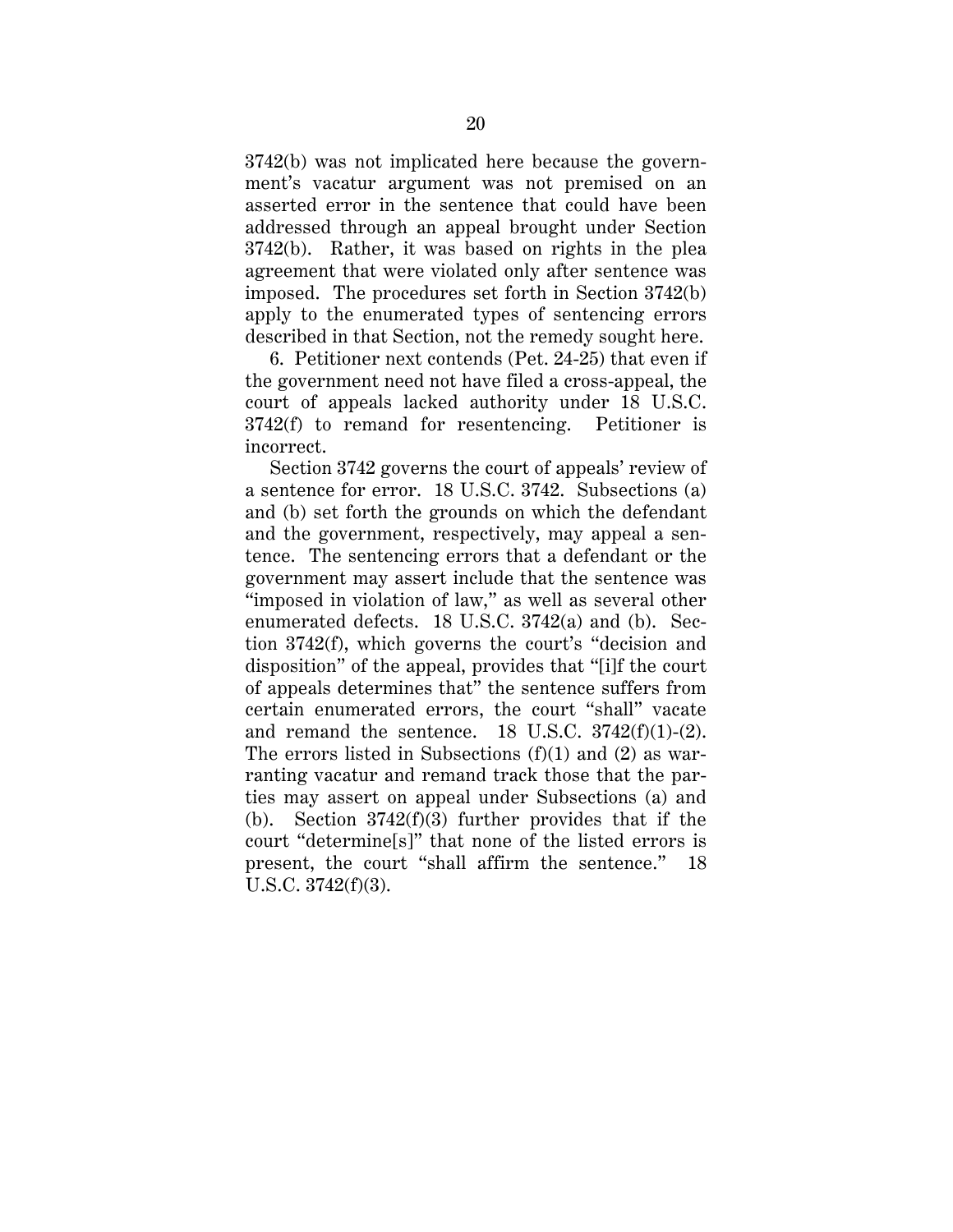3742(b) was not implicated here because the government's vacatur argument was not premised on an asserted error in the sentence that could have been addressed through an appeal brought under Section 3742(b). Rather, it was based on rights in the plea agreement that were violated only after sentence was imposed. The procedures set forth in Section 3742(b) apply to the enumerated types of sentencing errors described in that Section, not the remedy sought here.

6. Petitioner next contends (Pet. 24-25) that even if the government need not have filed a cross-appeal, the court of appeals lacked authority under 18 U.S.C. 3742(f) to remand for resentencing. Petitioner is incorrect.

Section 3742 governs the court of appeals' review of a sentence for error. 18 U.S.C. 3742. Subsections (a) and (b) set forth the grounds on which the defendant and the government, respectively, may appeal a sentence. The sentencing errors that a defendant or the government may assert include that the sentence was "imposed in violation of law," as well as several other enumerated defects. 18 U.S.C. 3742(a) and (b). Section 3742(f), which governs the court's "decision and disposition" of the appeal, provides that "[i]f the court of appeals determines that" the sentence suffers from certain enumerated errors, the court "shall" vacate and remand the sentence. 18 U.S.C. 3742(f)(1)-(2). The errors listed in Subsections (f)(1) and (2) as warranting vacatur and remand track those that the parties may assert on appeal under Subsections (a) and (b). Section 3742(f)(3) further provides that if the court "determine[s]" that none of the listed errors is present, the court "shall affirm the sentence." 18 U.S.C. 3742(f)(3).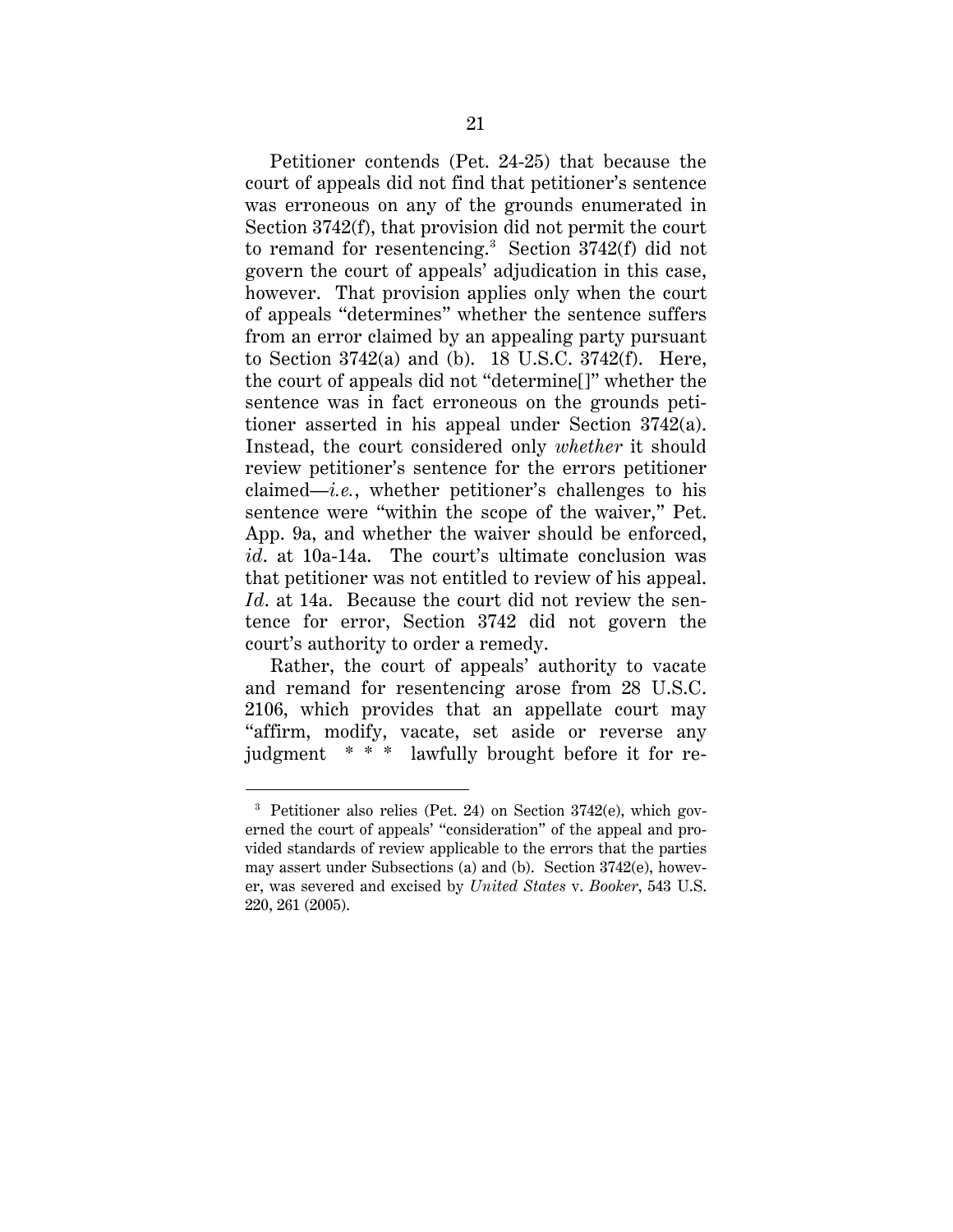Petitioner contends (Pet. 24-25) that because the court of appeals did not find that petitioner's sentence was erroneous on any of the grounds enumerated in Section 3742(f), that provision did not permit the court to remand for resentencing.[3] Section 3742(f) did not govern the court of appeals' adjudication in this case, however. That provision applies only when the court of appeals "determines" whether the sentence suffers from an error claimed by an appealing party pursuant to Section 3742(a) and (b). 18 U.S.C. 3742(f). Here, the court of appeals did not "determine[]" whether the sentence was in fact erroneous on the grounds petitioner asserted in his appeal under Section 3742(a). Instead, the court considered only *whether* it should review petitioner's sentence for the errors petitioner claimed—*i.e.*, whether petitioner's challenges to his sentence were "within the scope of the waiver," Pet. App. 9a, and whether the waiver should be enforced, *id*. at 10a-14a. The court's ultimate conclusion was that petitioner was not entitled to review of his appeal. *Id*. at 14a. Because the court did not review the sentence for error, Section 3742 did not govern the court's authority to order a remedy.

Rather, the court of appeals' authority to vacate and remand for resentencing arose from 28 U.S.C. 2106, which provides that an appellate court may "affirm, modify, vacate, set aside or reverse any judgment * * * lawfully brought before it for re-

---

[3] Petitioner also relies (Pet. 24) on Section 3742(e), which governed the court of appeals' "consideration" of the appeal and provided standards of review applicable to the errors that the parties may assert under Subsections (a) and (b). Section 3742(e), however, was severed and excised by *United States* v. *Booker*, 543 U.S. 220, 261 (2005).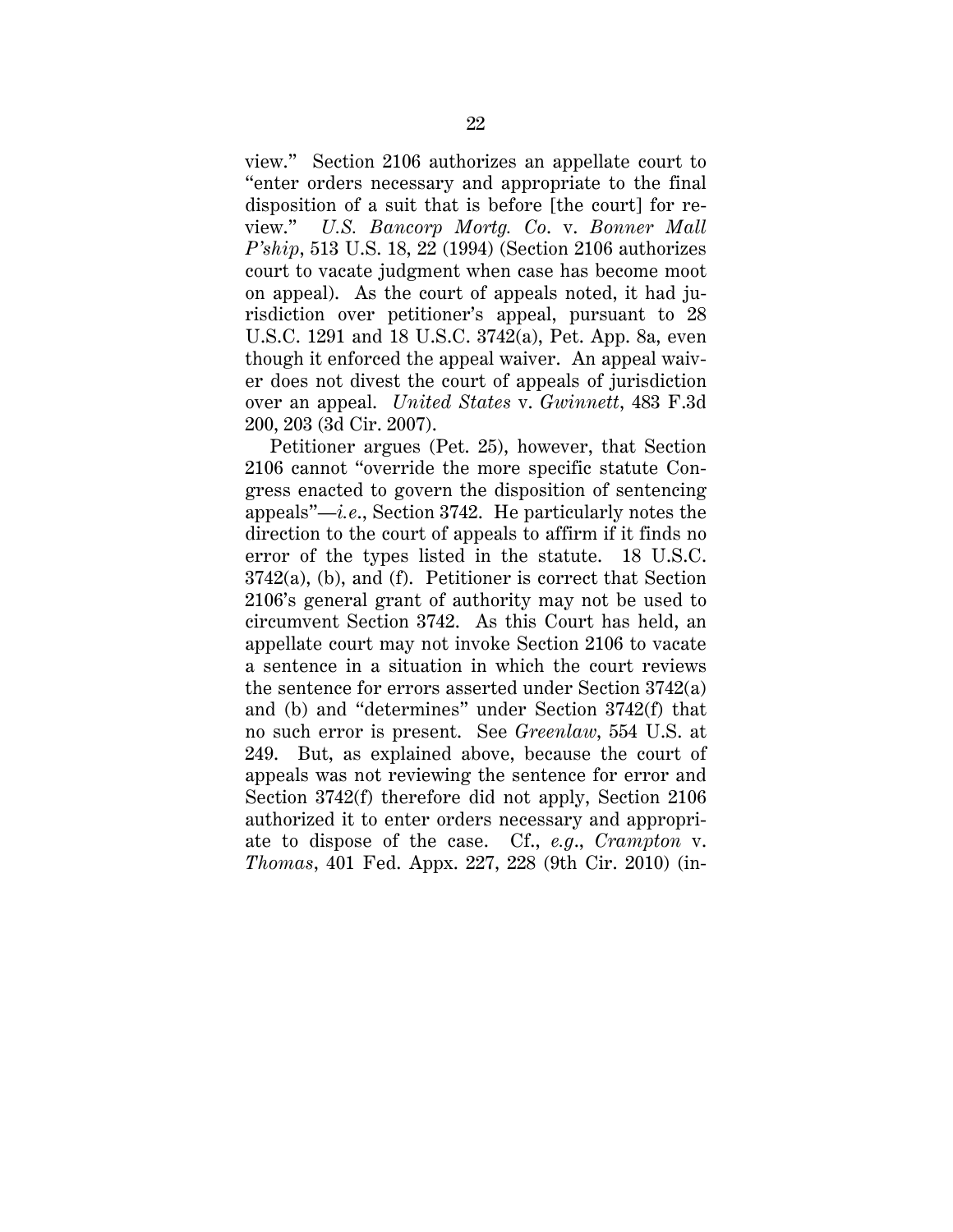view." Section 2106 authorizes an appellate court to "enter orders necessary and appropriate to the final disposition of a suit that is before [the court] for review." *U.S. Bancorp Mortg. Co.* v. *Bonner Mall P'ship*, 513 U.S. 18, 22 (1994) (Section 2106 authorizes court to vacate judgment when case has become moot on appeal). As the court of appeals noted, it had jurisdiction over petitioner's appeal, pursuant to 28 U.S.C. 1291 and 18 U.S.C. 3742(a), Pet. App. 8a, even though it enforced the appeal waiver. An appeal waiver does not divest the court of appeals of jurisdiction over an appeal. *United States* v. *Gwinnett*, 483 F.3d 200, 203 (3d Cir. 2007).

Petitioner argues (Pet. 25), however, that Section 2106 cannot "override the more specific statute Congress enacted to govern the disposition of sentencing appeals"—*i.e.*, Section 3742. He particularly notes the direction to the court of appeals to affirm if it finds no error of the types listed in the statute. 18 U.S.C. 3742(a), (b), and (f). Petitioner is correct that Section 2106's general grant of authority may not be used to circumvent Section 3742. As this Court has held, an appellate court may not invoke Section 2106 to vacate a sentence in a situation in which the court reviews the sentence for errors asserted under Section 3742(a) and (b) and "determines" under Section 3742(f) that no such error is present. See *Greenlaw*, 554 U.S. at 249. But, as explained above, because the court of appeals was not reviewing the sentence for error and Section 3742(f) therefore did not apply, Section 2106 authorized it to enter orders necessary and appropriate to dispose of the case. Cf., *e.g.*, *Crampton* v. *Thomas*, 401 Fed. Appx. 227, 228 (9th Cir. 2010) (in-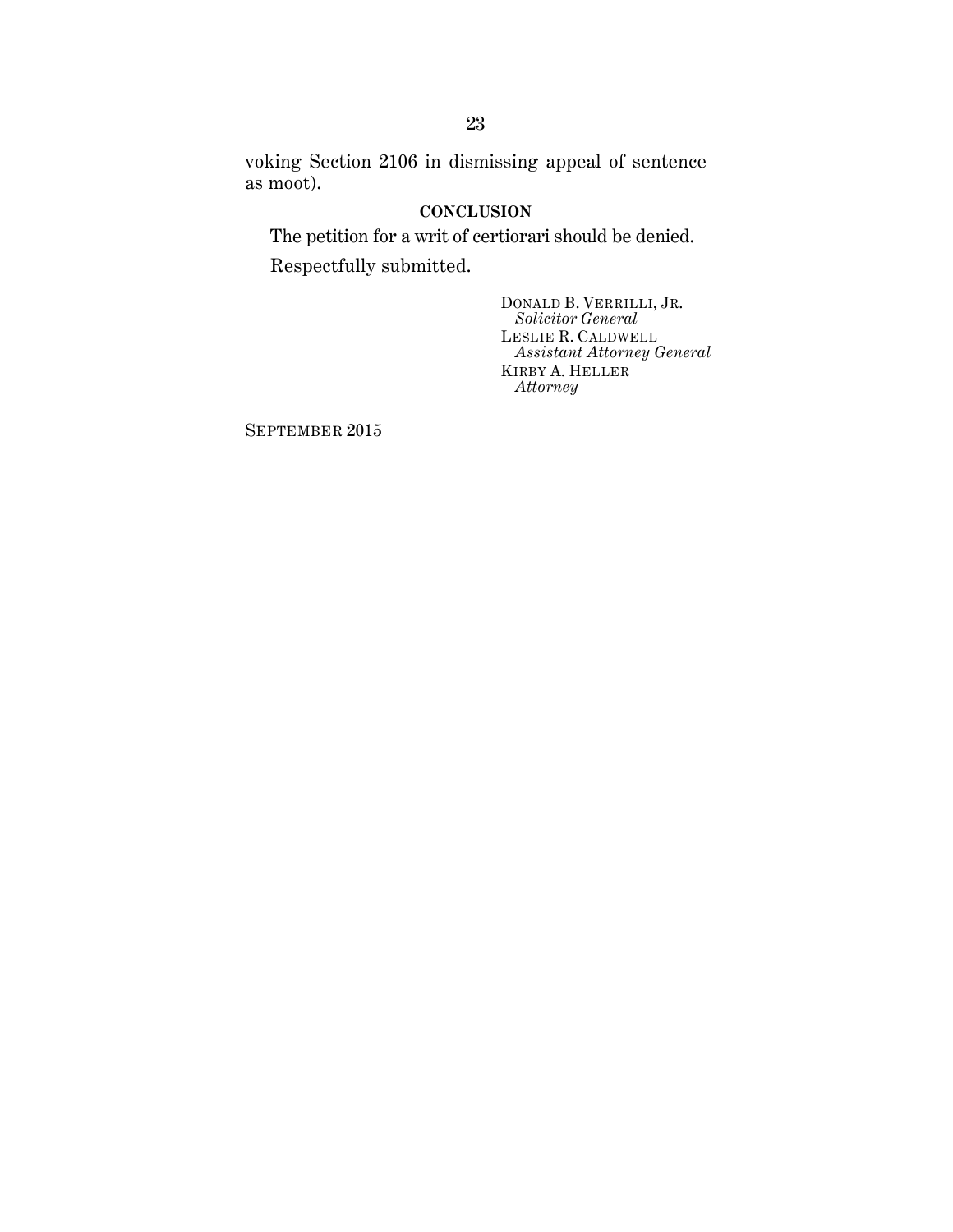voking Section 2106 in dismissing appeal of sentence as moot).

## CONCLUSION

The petition for a writ of certiorari should be denied.

Respectfully submitted.

DONALD B. VERRILLI, JR.
*Solicitor General*
LESLIE R. CALDWELL
*Assistant Attorney General*
KIRBY A. HELLER
*Attorney*

SEPTEMBER 2015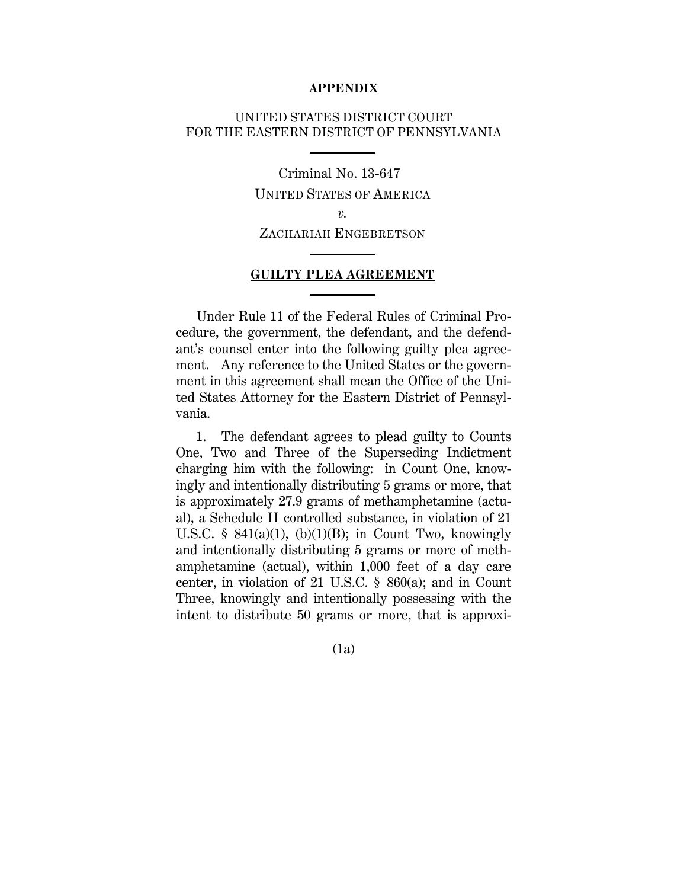**APPENDIX**

UNITED STATES DISTRICT COURT
FOR THE EASTERN DISTRICT OF PENNSYLVANIA

Criminal No. 13-647

UNITED STATES OF AMERICA

*v.*

ZACHARIAH ENGEBRETSON

**GUILTY PLEA AGREEMENT**

Under Rule 11 of the Federal Rules of Criminal Procedure, the government, the defendant, and the defendant's counsel enter into the following guilty plea agreement. Any reference to the United States or the government in this agreement shall mean the Office of the United States Attorney for the Eastern District of Pennsylvania.

1. The defendant agrees to plead guilty to Counts One, Two and Three of the Superseding Indictment charging him with the following: in Count One, knowingly and intentionally distributing 5 grams or more, that is approximately 27.9 grams of methamphetamine (actual), a Schedule II controlled substance, in violation of 21 U.S.C. § 841(a)(1), (b)(1)(B); in Count Two, knowingly and intentionally distributing 5 grams or more of methamphetamine (actual), within 1,000 feet of a day care center, in violation of 21 U.S.C. § 860(a); and in Count Three, knowingly and intentionally possessing with the intent to distribute 50 grams or more, that is approxi-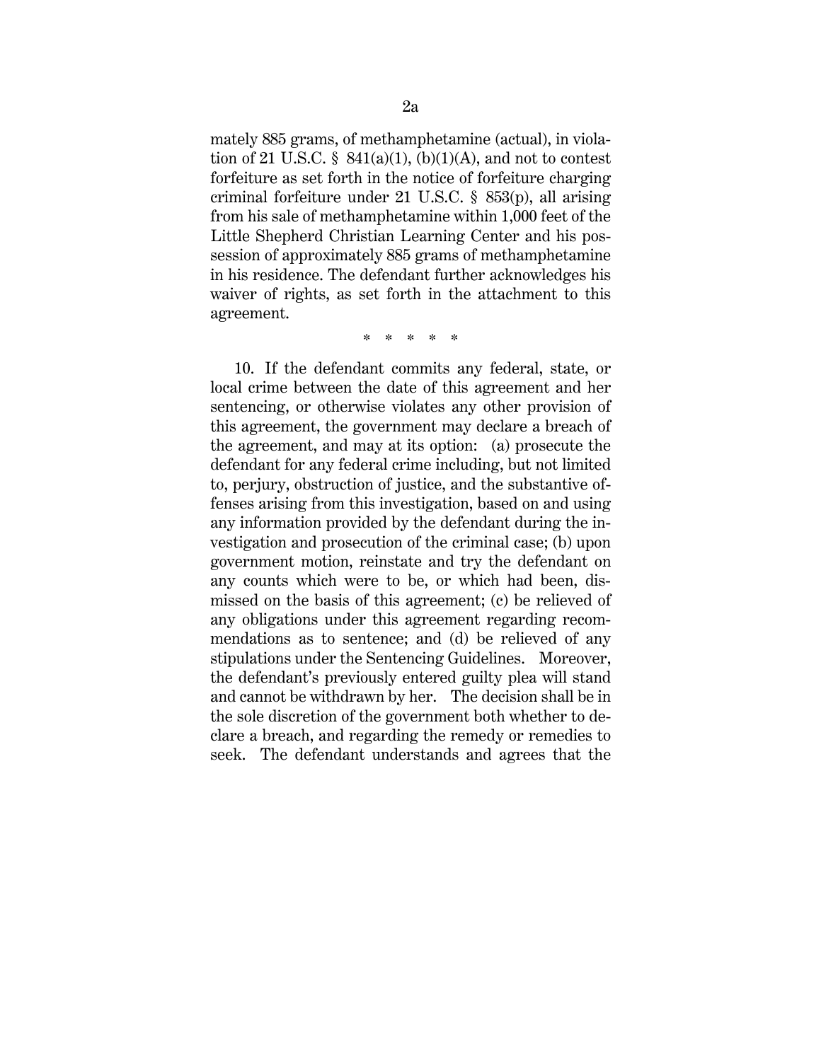mately 885 grams, of methamphetamine (actual), in violation of 21 U.S.C. § 841(a)(1), (b)(1)(A), and not to contest forfeiture as set forth in the notice of forfeiture charging criminal forfeiture under 21 U.S.C. § 853(p), all arising from his sale of methamphetamine within 1,000 feet of the Little Shepherd Christian Learning Center and his possession of approximately 885 grams of methamphetamine in his residence. The defendant further acknowledges his waiver of rights, as set forth in the attachment to this agreement.

\* \* \* \* \*

10. If the defendant commits any federal, state, or local crime between the date of this agreement and her sentencing, or otherwise violates any other provision of this agreement, the government may declare a breach of the agreement, and may at its option: (a) prosecute the defendant for any federal crime including, but not limited to, perjury, obstruction of justice, and the substantive offenses arising from this investigation, based on and using any information provided by the defendant during the investigation and prosecution of the criminal case; (b) upon government motion, reinstate and try the defendant on any counts which were to be, or which had been, dismissed on the basis of this agreement; (c) be relieved of any obligations under this agreement regarding recommendations as to sentence; and (d) be relieved of any stipulations under the Sentencing Guidelines. Moreover, the defendant's previously entered guilty plea will stand and cannot be withdrawn by her. The decision shall be in the sole discretion of the government both whether to declare a breach, and regarding the remedy or remedies to seek. The defendant understands and agrees that the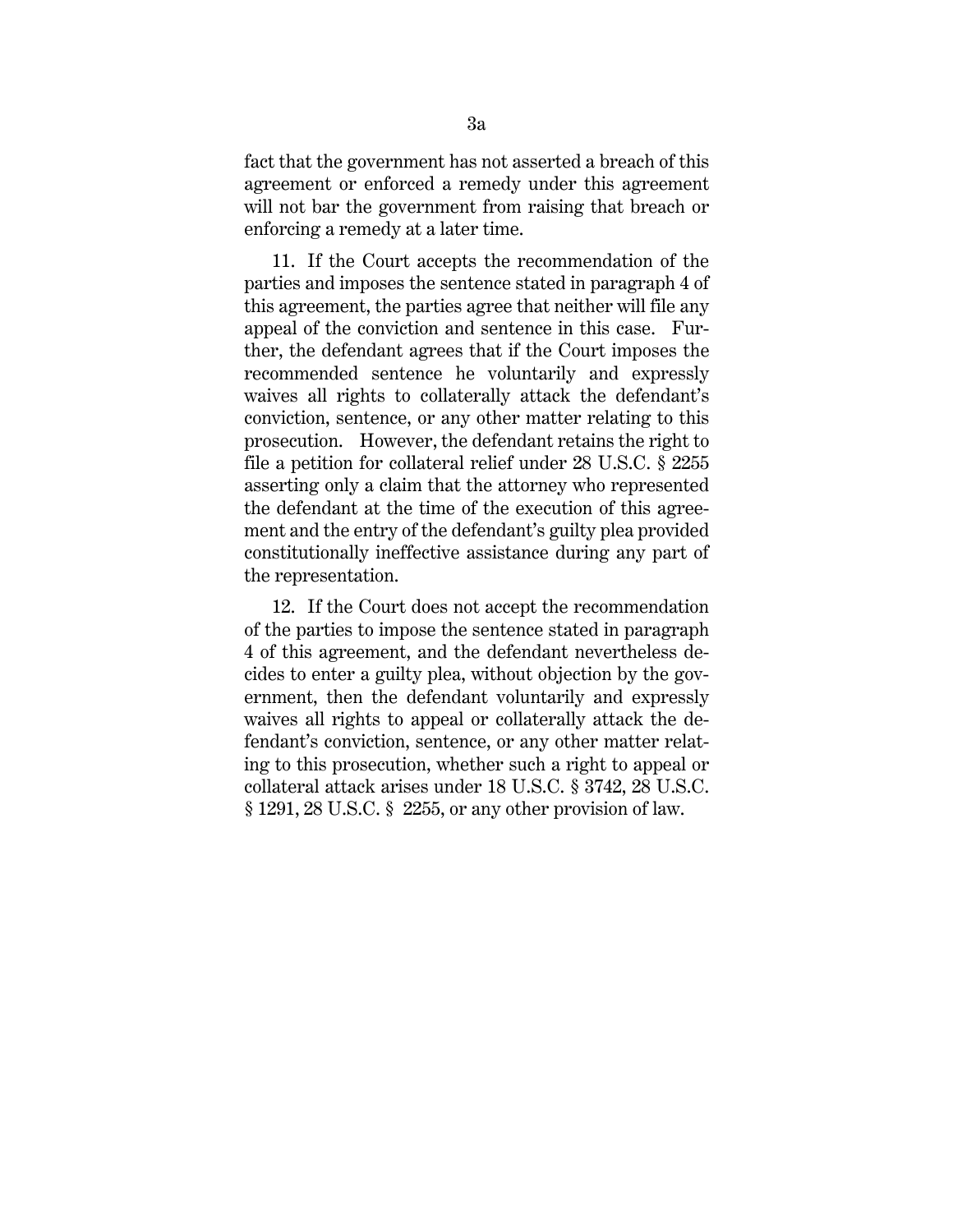fact that the government has not asserted a breach of this agreement or enforced a remedy under this agreement will not bar the government from raising that breach or enforcing a remedy at a later time.

11. If the Court accepts the recommendation of the parties and imposes the sentence stated in paragraph 4 of this agreement, the parties agree that neither will file any appeal of the conviction and sentence in this case. Further, the defendant agrees that if the Court imposes the recommended sentence he voluntarily and expressly waives all rights to collaterally attack the defendant's conviction, sentence, or any other matter relating to this prosecution. However, the defendant retains the right to file a petition for collateral relief under 28 U.S.C. § 2255 asserting only a claim that the attorney who represented the defendant at the time of the execution of this agreement and the entry of the defendant's guilty plea provided constitutionally ineffective assistance during any part of the representation.

12. If the Court does not accept the recommendation of the parties to impose the sentence stated in paragraph 4 of this agreement, and the defendant nevertheless decides to enter a guilty plea, without objection by the government, then the defendant voluntarily and expressly waives all rights to appeal or collaterally attack the defendant's conviction, sentence, or any other matter relating to this prosecution, whether such a right to appeal or collateral attack arises under 18 U.S.C. § 3742, 28 U.S.C. § 1291, 28 U.S.C. § 2255, or any other provision of law.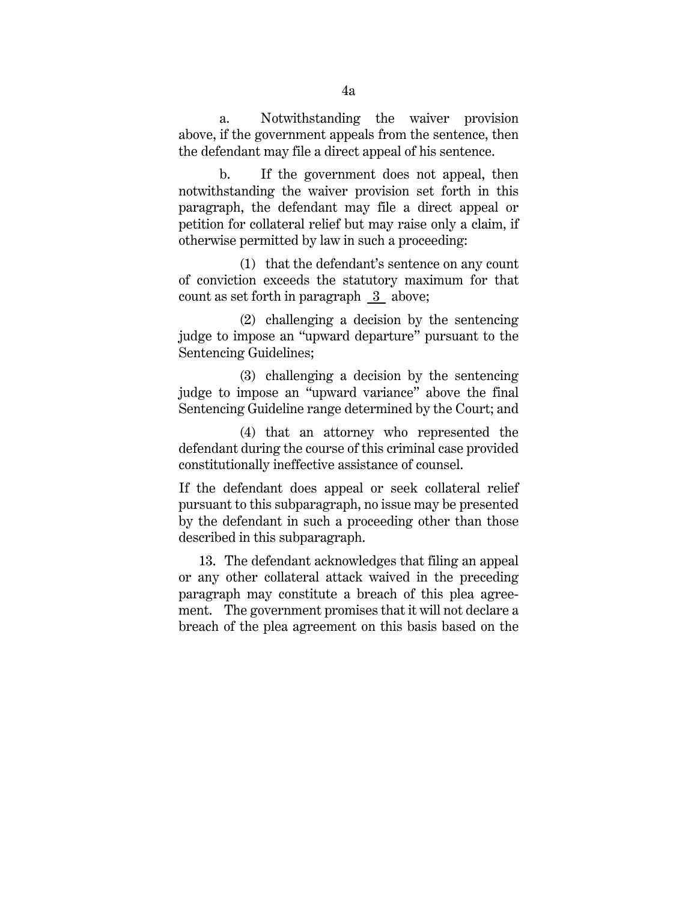a. Notwithstanding the waiver provision above, if the government appeals from the sentence, then the defendant may file a direct appeal of his sentence.

b. If the government does not appeal, then notwithstanding the waiver provision set forth in this paragraph, the defendant may file a direct appeal or petition for collateral relief but may raise only a claim, if otherwise permitted by law in such a proceeding:

(1) that the defendant's sentence on any count of conviction exceeds the statutory maximum for that count as set forth in paragraph 3 above;

(2) challenging a decision by the sentencing judge to impose an "upward departure" pursuant to the Sentencing Guidelines;

(3) challenging a decision by the sentencing judge to impose an "upward variance" above the final Sentencing Guideline range determined by the Court; and

(4) that an attorney who represented the defendant during the course of this criminal case provided constitutionally ineffective assistance of counsel.

If the defendant does appeal or seek collateral relief pursuant to this subparagraph, no issue may be presented by the defendant in such a proceeding other than those described in this subparagraph.

13. The defendant acknowledges that filing an appeal or any other collateral attack waived in the preceding paragraph may constitute a breach of this plea agreement. The government promises that it will not declare a breach of the plea agreement on this basis based on the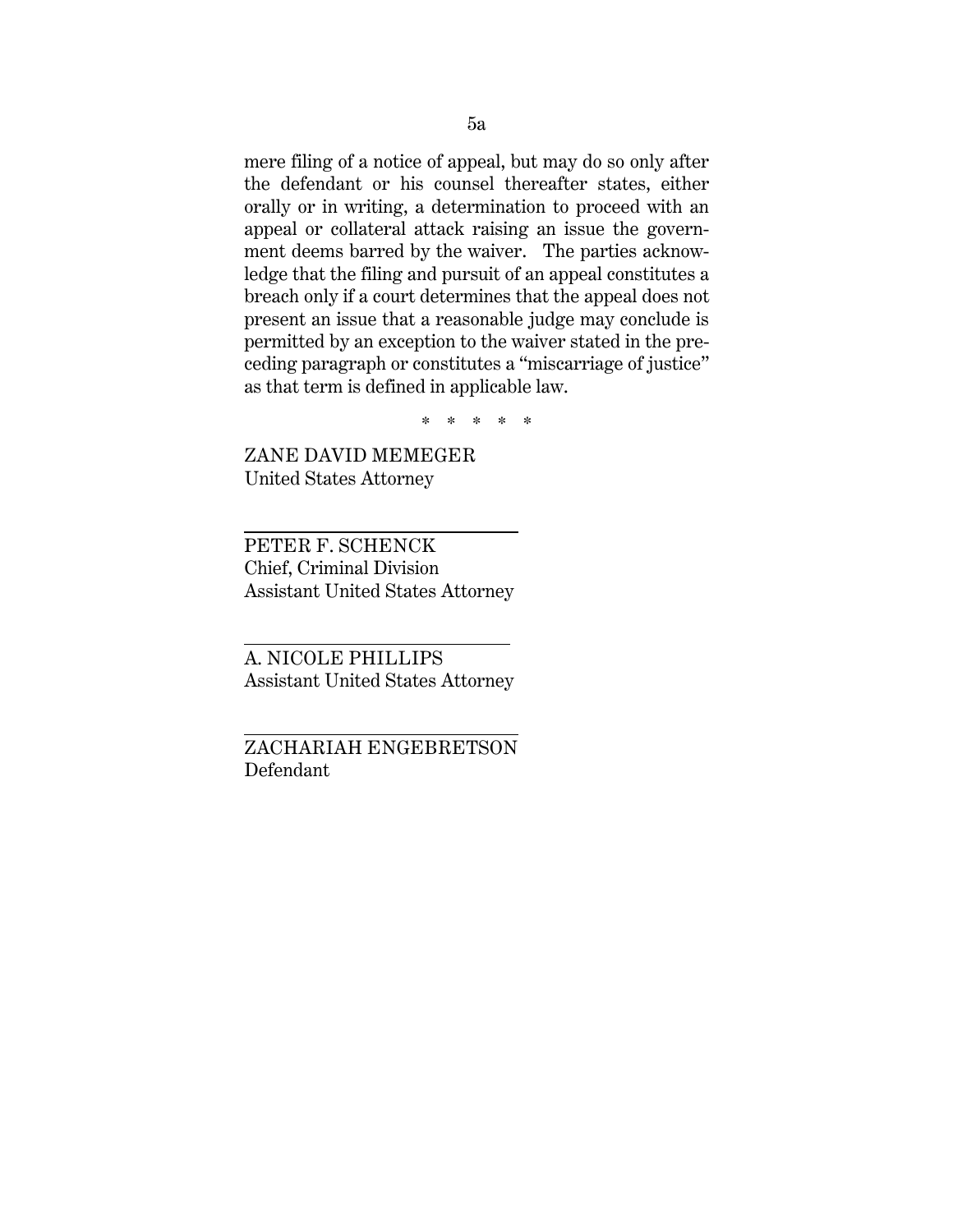mere filing of a notice of appeal, but may do so only after the defendant or his counsel thereafter states, either orally or in writing, a determination to proceed with an appeal or collateral attack raising an issue the government deems barred by the waiver. The parties acknowledge that the filing and pursuit of an appeal constitutes a breach only if a court determines that the appeal does not present an issue that a reasonable judge may conclude is permitted by an exception to the waiver stated in the preceding paragraph or constitutes a "miscarriage of justice" as that term is defined in applicable law.

\* \* \* \* \*

ZANE DAVID MEMEGER
United States Attorney

______________________________

PETER F. SCHENCK
Chief, Criminal Division
Assistant United States Attorney

______________________________

A. NICOLE PHILLIPS
Assistant United States Attorney

______________________________

ZACHARIAH ENGEBRETSON
Defendant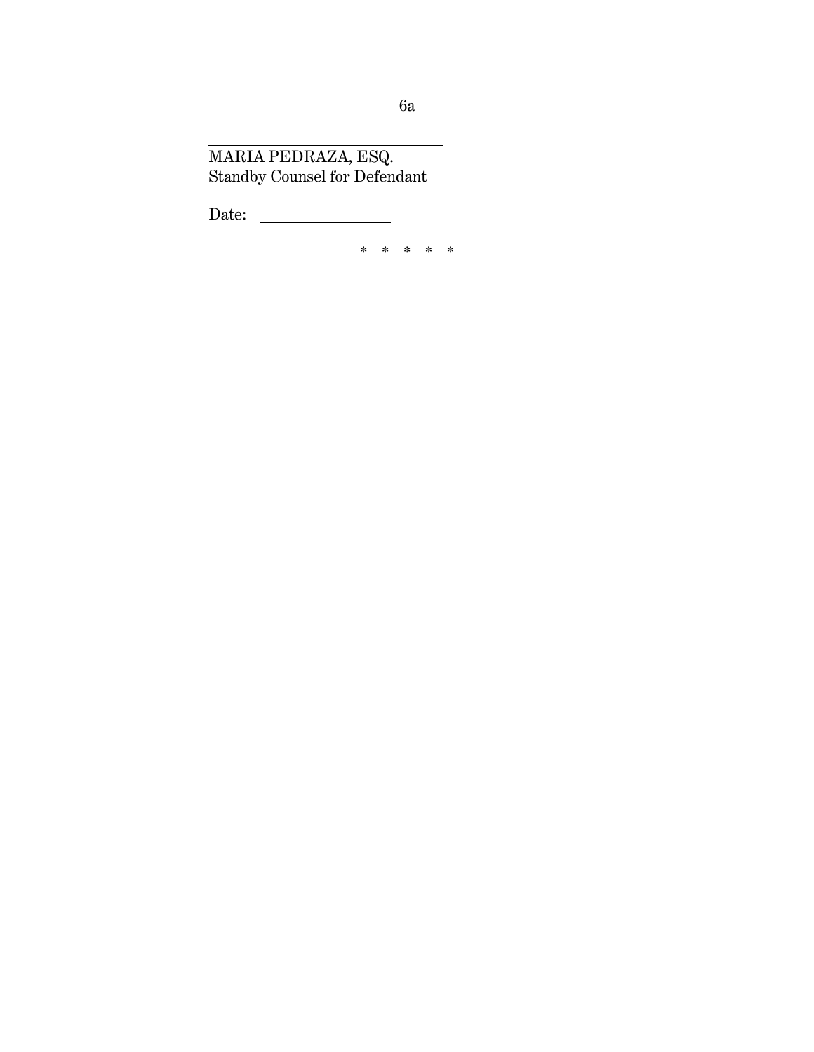\_\_\_\_\_\_\_\_\_\_\_\_\_\_\_\_\_\_\_\_\_\_\_\_\_\_\_\_\_\_

MARIA PEDRAZA, ESQ.
Standby Counsel for Defendant

Date: \_\_\_\_\_\_\_\_\_\_\_\_\_\_\_\_

\* \* \* \* \*